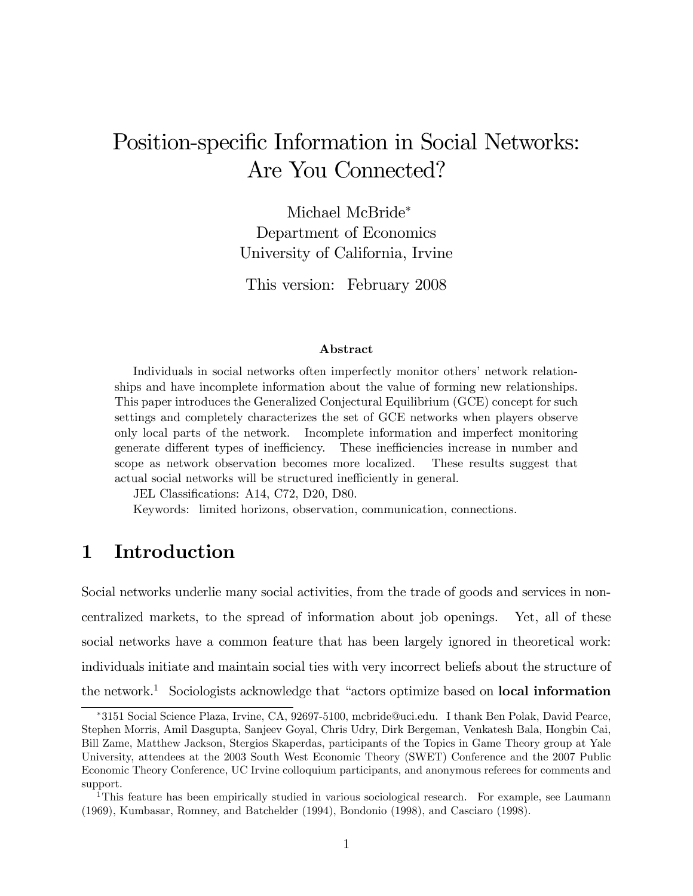# Position-specific Information in Social Networks: Are You Connected?

Michael McBride*
Department of Economics
University of California, Irvine

This version: February 2008

### Abstract

Individuals in social networks often imperfectly monitor others' network relationships and have incomplete information about the value of forming new relationships. This paper introduces the Generalized Conjectural Equilibrium (GCE) concept for such settings and completely characterizes the set of GCE networks when players observe only local parts of the network. Incomplete information and imperfect monitoring generate different types of inefficiency. These inefficiencies increase in number and scope as network observation becomes more localized. These results suggest that actual social networks will be structured inefficiently in general.

JEL Classifications: A14, C72, D20, D80.

Keywords: limited horizons, observation, communication, connections.

## 1 Introduction

Social networks underlie many social activities, from the trade of goods and services in non-centralized markets, to the spread of information about job openings. Yet, all of these social networks have a common feature that has been largely ignored in theoretical work: individuals initiate and maintain social ties with very incorrect beliefs about the structure of the network.[1] Sociologists acknowledge that "actors optimize based on **local information**

---

*3151 Social Science Plaza, Irvine, CA, 92697-5100, mcbride@uci.edu. I thank Ben Polak, David Pearce, Stephen Morris, Amil Dasgupta, Sanjeev Goyal, Chris Udry, Dirk Bergeman, Venkatesh Bala, Hongbin Cai, Bill Zame, Matthew Jackson, Stergios Skaperdas, participants of the Topics in Game Theory group at Yale University, attendees at the 2003 South West Economic Theory (SWET) Conference and the 2007 Public Economic Theory Conference, UC Irvine colloquium participants, and anonymous referees for comments and support.

[1] This feature has been empirically studied in various sociological research. For example, see Laumann (1969), Kumbasar, Romney, and Batchelder (1994), Bondonio (1998), and Casciaro (1998).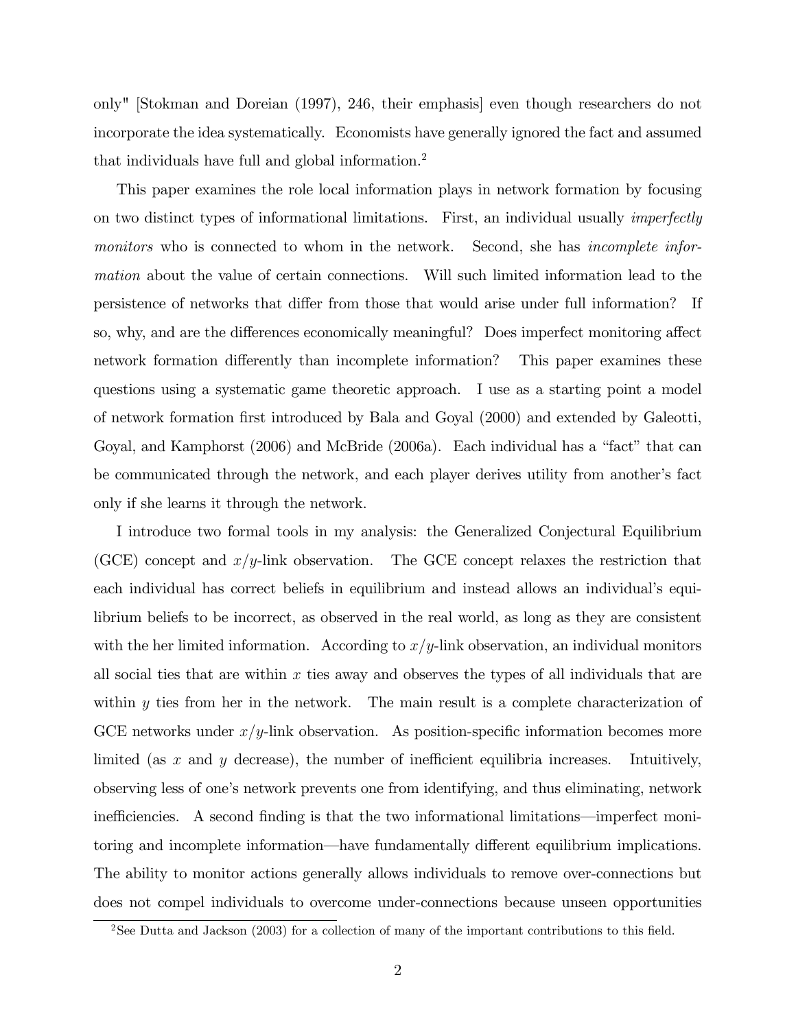only" [Stokman and Doreian (1997), 246, their emphasis] even though researchers do not incorporate the idea systematically. Economists have generally ignored the fact and assumed that individuals have full and global information.[2]

This paper examines the role local information plays in network formation by focusing on two distinct types of informational limitations. First, an individual usually *imperfectly monitors* who is connected to whom in the network. Second, she has *incomplete information* about the value of certain connections. Will such limited information lead to the persistence of networks that differ from those that would arise under full information? If so, why, and are the differences economically meaningful? Does imperfect monitoring affect network formation differently than incomplete information? This paper examines these questions using a systematic game theoretic approach. I use as a starting point a model of network formation first introduced by Bala and Goyal (2000) and extended by Galeotti, Goyal, and Kamphorst (2006) and McBride (2006a). Each individual has a "fact" that can be communicated through the network, and each player derives utility from another's fact only if she learns it through the network.

I introduce two formal tools in my analysis: the Generalized Conjectural Equilibrium (GCE) concept and $x/y$-link observation. The GCE concept relaxes the restriction that each individual has correct beliefs in equilibrium and instead allows an individual's equilibrium beliefs to be incorrect, as observed in the real world, as long as they are consistent with the her limited information. According to $x/y$-link observation, an individual monitors all social ties that are within $x$ ties away and observes the types of all individuals that are within $y$ ties from her in the network. The main result is a complete characterization of GCE networks under $x/y$-link observation. As position-specific information becomes more limited (as $x$ and $y$ decrease), the number of inefficient equilibria increases. Intuitively, observing less of one's network prevents one from identifying, and thus eliminating, network inefficiencies. A second finding is that the two informational limitations—imperfect monitoring and incomplete information—have fundamentally different equilibrium implications. The ability to monitor actions generally allows individuals to remove over-connections but does not compel individuals to overcome under-connections because unseen opportunities

[2] See Dutta and Jackson (2003) for a collection of many of the important contributions to this field.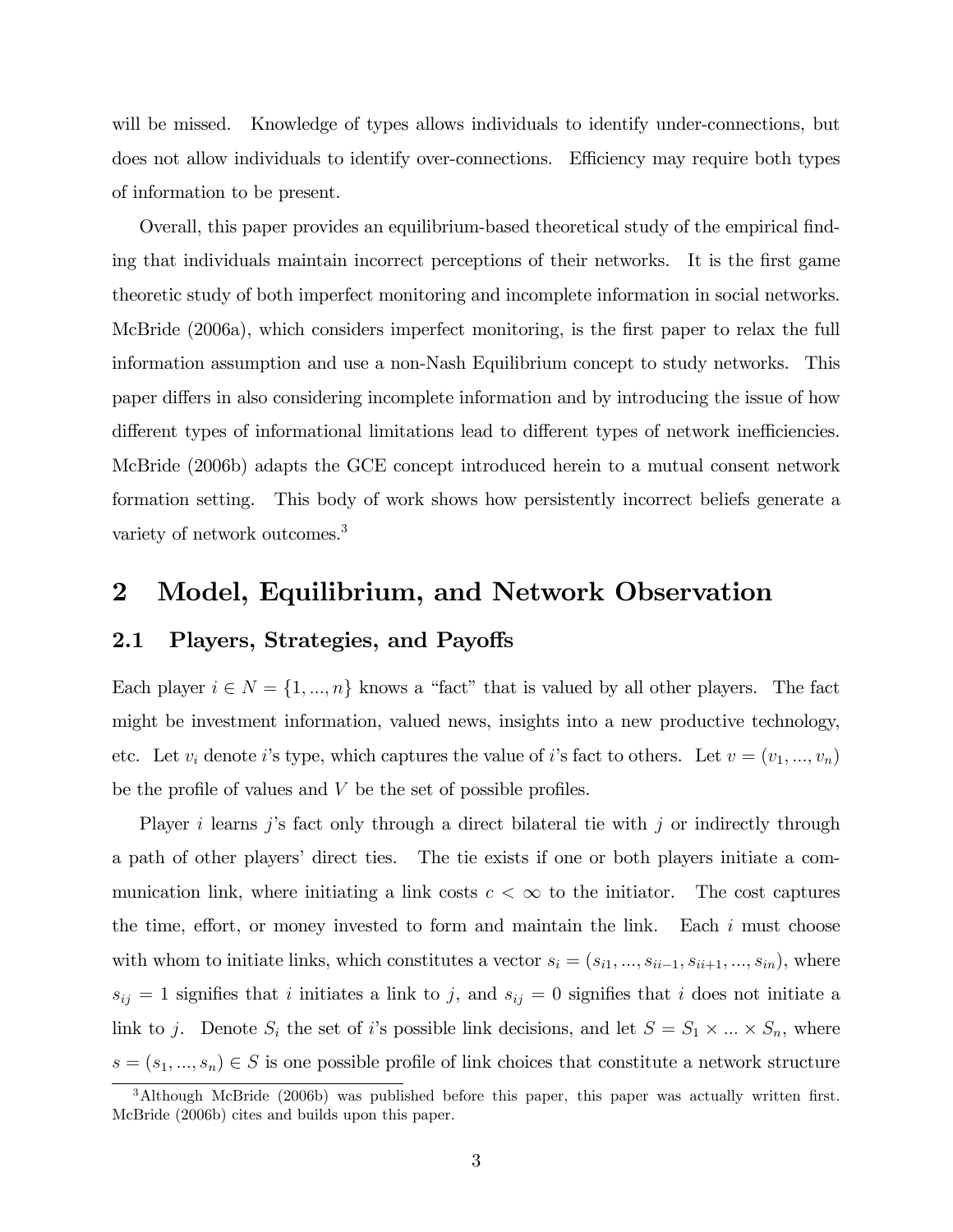will be missed. Knowledge of types allows individuals to identify under-connections, but does not allow individuals to identify over-connections. Efficiency may require both types of information to be present.

Overall, this paper provides an equilibrium-based theoretical study of the empirical finding that individuals maintain incorrect perceptions of their networks. It is the first game theoretic study of both imperfect monitoring and incomplete information in social networks. McBride (2006a), which considers imperfect monitoring, is the first paper to relax the full information assumption and use a non-Nash Equilibrium concept to study networks. This paper differs in also considering incomplete information and by introducing the issue of how different types of informational limitations lead to different types of network inefficiencies. McBride (2006b) adapts the GCE concept introduced herein to a mutual consent network formation setting. This body of work shows how persistently incorrect beliefs generate a variety of network outcomes.[3]

# 2 Model, Equilibrium, and Network Observation

## 2.1 Players, Strategies, and Payoffs

Each player $i \in N = \{1, ..., n\}$ knows a "fact" that is valued by all other players. The fact might be investment information, valued news, insights into a new productive technology, etc. Let $v_i$ denote $i$'s type, which captures the value of $i$'s fact to others. Let $v = (v_1, ..., v_n)$ be the profile of values and $V$ be the set of possible profiles.

Player $i$ learns $j$'s fact only through a direct bilateral tie with $j$ or indirectly through a path of other players' direct ties. The tie exists if one or both players initiate a communication link, where initiating a link costs $c < \infty$ to the initiator. The cost captures the time, effort, or money invested to form and maintain the link. Each $i$ must choose with whom to initiate links, which constitutes a vector $s_i = (s_{i1}, ..., s_{ii-1}, s_{ii+1}, ..., s_{in})$, where $s_{ij} = 1$ signifies that $i$ initiates a link to $j$, and $s_{ij} = 0$ signifies that $i$ does not initiate a link to $j$. Denote $S_i$ the set of $i$'s possible link decisions, and let $S = S_1 \times ... \times S_n$, where $s = (s_1, ..., s_n) \in S$ is one possible profile of link choices that constitute a network structure

[3] Although McBride (2006b) was published before this paper, this paper was actually written first. McBride (2006b) cites and builds upon this paper.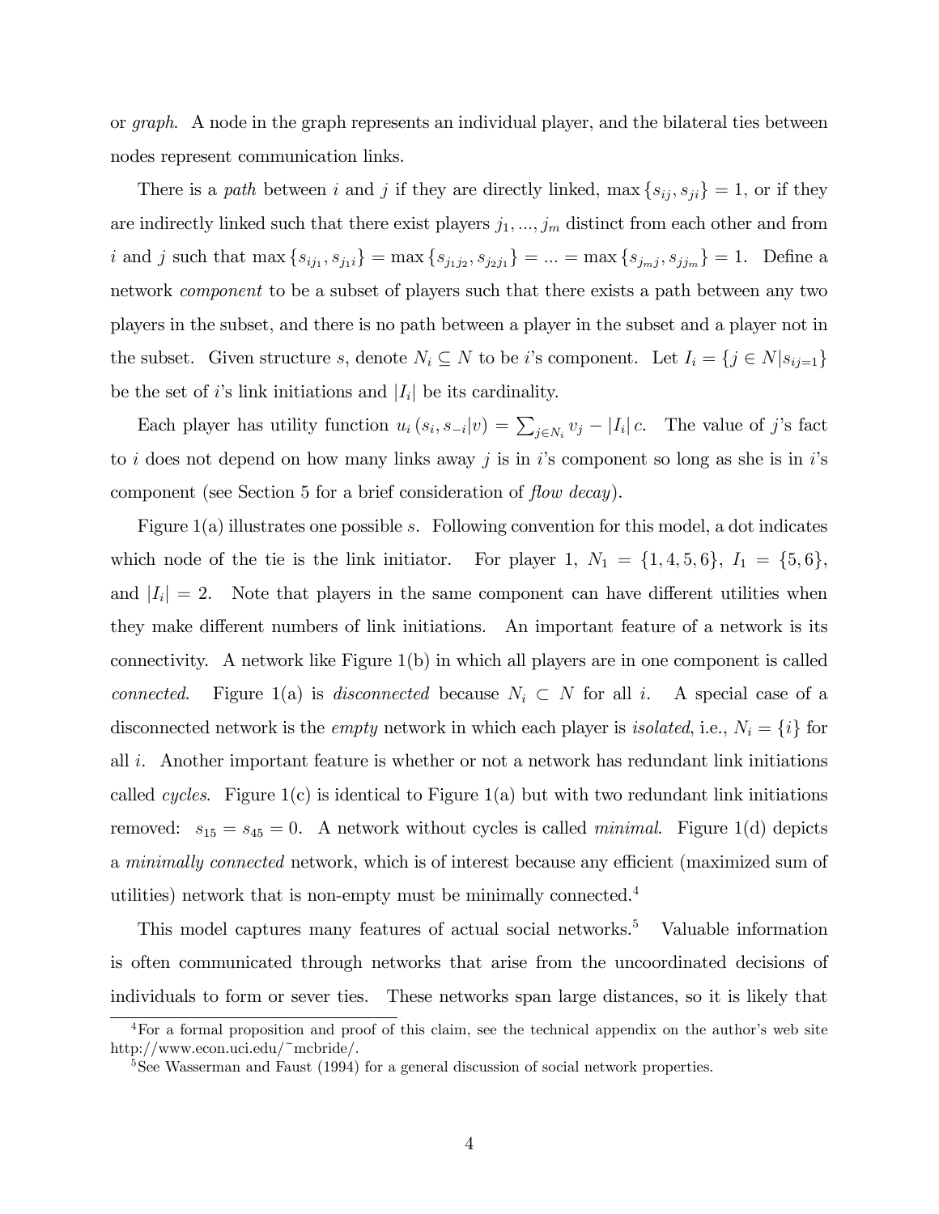or *graph*. A node in the graph represents an individual player, and the bilateral ties between nodes represent communication links.

There is a *path* between $i$ and $j$ if they are directly linked, $\max\{s_{ij}, s_{ji}\} = 1$, or if they are indirectly linked such that there exist players $j_1, ..., j_m$ distinct from each other and from $i$ and $j$ such that $\max\{s_{ij_1}, s_{j_1 i}\} = \max\{s_{j_1 j_2}, s_{j_2 j_1}\} = ... = \max\{s_{j_m j}, s_{j j_m}\} = 1$. Define a network *component* to be a subset of players such that there exists a path between any two players in the subset, and there is no path between a player in the subset and a player not in the subset. Given structure $s$, denote $N_i \subseteq N$ to be $i$'s component. Let $I_i = \{j \in N | s_{ij=1}\}$ be the set of $i$'s link initiations and $|I_i|$ be its cardinality.

Each player has utility function $u_i(s_i, s_{-i}|v) = \sum_{j \in N_i} v_j - |I_i| c$. The value of $j$'s fact to $i$ does not depend on how many links away $j$ is in $i$'s component so long as she is in $i$'s component (see Section 5 for a brief consideration of *flow decay*).

Figure 1(a) illustrates one possible $s$. Following convention for this model, a dot indicates which node of the tie is the link initiator. For player 1, $N_1 = \{1, 4, 5, 6\}$, $I_1 = \{5, 6\}$, and $|I_i| = 2$. Note that players in the same component can have different utilities when they make different numbers of link initiations. An important feature of a network is its connectivity. A network like Figure 1(b) in which all players are in one component is called *connected*. Figure 1(a) is *disconnected* because $N_i \subset N$ for all $i$. A special case of a disconnected network is the *empty* network in which each player is *isolated*, i.e., $N_i = \{i\}$ for all $i$. Another important feature is whether or not a network has redundant link initiations called *cycles*. Figure 1(c) is identical to Figure 1(a) but with two redundant link initiations removed: $s_{15} = s_{45} = 0$. A network without cycles is called *minimal*. Figure 1(d) depicts a *minimally connected* network, which is of interest because any efficient (maximized sum of utilities) network that is non-empty must be minimally connected.[4]

This model captures many features of actual social networks.[5] Valuable information is often communicated through networks that arise from the uncoordinated decisions of individuals to form or sever ties. These networks span large distances, so it is likely that

[4] For a formal proposition and proof of this claim, see the technical appendix on the author's web site http://www.econ.uci.edu/~mcbride/.

[5] See Wasserman and Faust (1994) for a general discussion of social network properties.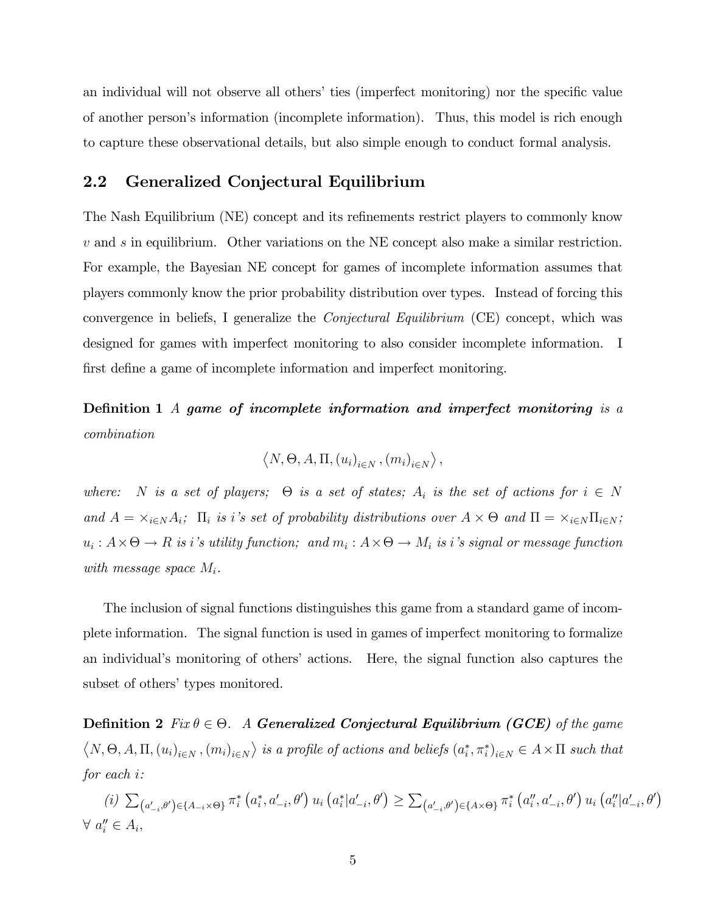an individual will not observe all others' ties (imperfect monitoring) nor the specific value of another person's information (incomplete information). Thus, this model is rich enough to capture these observational details, but also simple enough to conduct formal analysis.

## 2.2 Generalized Conjectural Equilibrium

The Nash Equilibrium (NE) concept and its refinements restrict players to commonly know $v$ and $s$ in equilibrium. Other variations on the NE concept also make a similar restriction. For example, the Bayesian NE concept for games of incomplete information assumes that players commonly know the prior probability distribution over types. Instead of forcing this convergence in beliefs, I generalize the *Conjectural Equilibrium* (CE) concept, which was designed for games with imperfect monitoring to also consider incomplete information. I first define a game of incomplete information and imperfect monitoring.

**Definition 1** *A* ***game of incomplete information and imperfect monitoring*** *is a combination*

$$\left\langle N, \Theta, A, \Pi, (u_i)_{i \in N}, (m_i)_{i \in N} \right\rangle,$$

*where: $N$ is a set of players; $\Theta$ is a set of states; $A_i$ is the set of actions for $i \in N$ and $A = \times_{i \in N} A_i$; $\Pi_i$ is i's set of probability distributions over $A \times \Theta$ and $\Pi = \times_{i \in N} \Pi_{i \in N}$; $u_i : A \times \Theta \to R$ is i's utility function; and $m_i : A \times \Theta \to M_i$ is i's signal or message function with message space $M_i$.*

The inclusion of signal functions distinguishes this game from a standard game of incomplete information. The signal function is used in games of imperfect monitoring to formalize an individual's monitoring of others' actions. Here, the signal function also captures the subset of others' types monitored.

**Definition 2** *Fix $\theta \in \Theta$. A* ***Generalized Conjectural Equilibrium (GCE)*** *of the game $\left\langle N, \Theta, A, \Pi, (u_i)_{i \in N}, (m_i)_{i \in N} \right\rangle$ is a profile of actions and beliefs $(a_i^*, \pi_i^*)_{i \in N} \in A \times \Pi$ such that for each i:*

*(i)* $\sum_{\left(a'_{-i}, \theta'\right) \in \{A_{-i} \times \Theta\}} \pi_i^* \left(a_i^*, a'_{-i}, \theta'\right) u_i \left(a_i^* | a'_{-i}, \theta'\right) \geq \sum_{\left(a'_{-i}, \theta'\right) \in \{A \times \Theta\}} \pi_i^* \left(a''_i, a'_{-i}, \theta'\right) u_i \left(a''_i | a'_{-i}, \theta'\right)$ $\forall\ a''_i \in A_i$,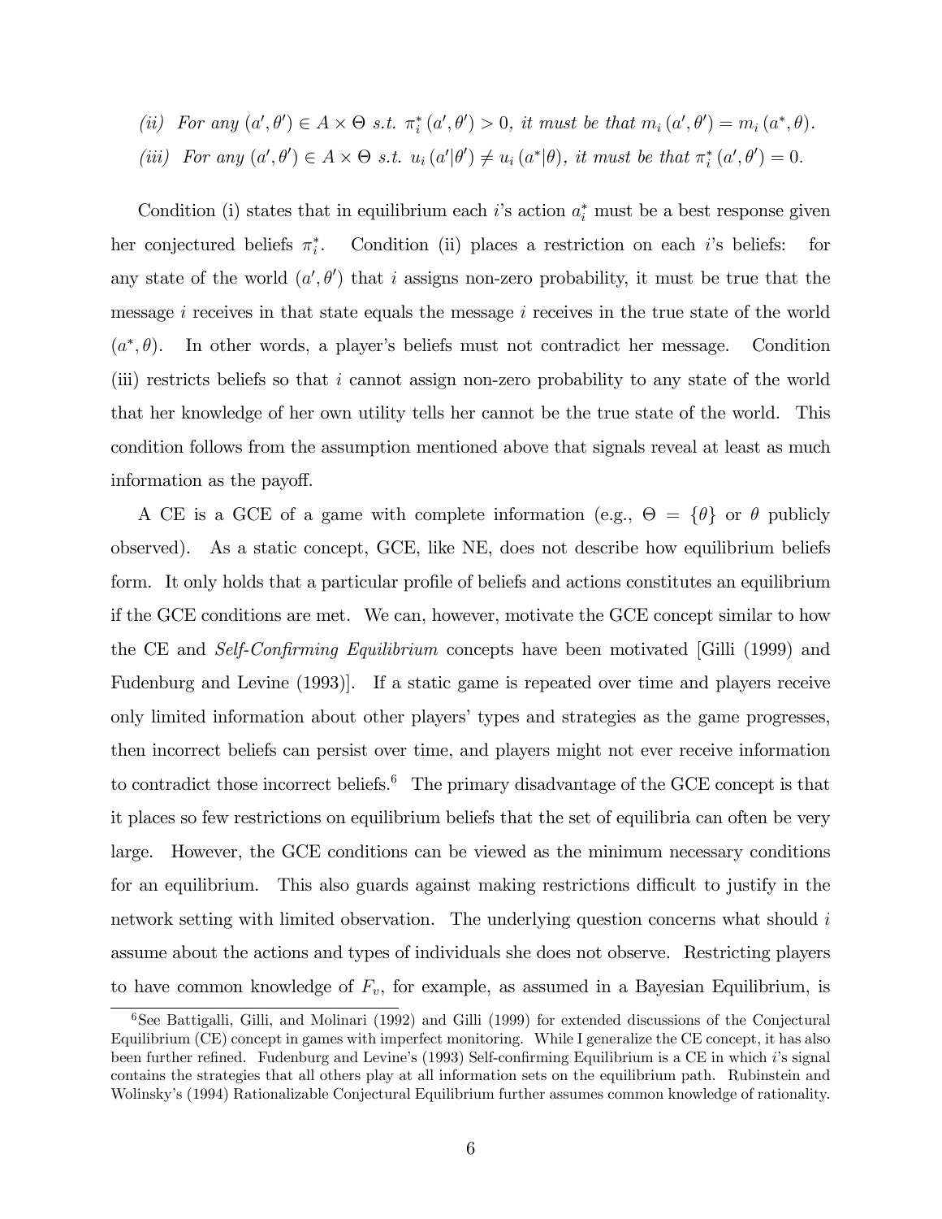*(ii) For any $(a', \theta') \in A \times \Theta$ s.t. $\pi_i^*(a', \theta') > 0$, it must be that $m_i(a', \theta') = m_i(a^*, \theta)$.*

*(iii) For any $(a', \theta') \in A \times \Theta$ s.t. $u_i(a'|\theta') \neq u_i(a^*|\theta)$, it must be that $\pi_i^*(a', \theta') = 0$.*

Condition (i) states that in equilibrium each $i$'s action $a_i^*$ must be a best response given her conjectured beliefs $\pi_i^*$. Condition (ii) places a restriction on each $i$'s beliefs: for any state of the world $(a', \theta')$ that $i$ assigns non-zero probability, it must be true that the message $i$ receives in that state equals the message $i$ receives in the true state of the world $(a^*, \theta)$. In other words, a player's beliefs must not contradict her message. Condition (iii) restricts beliefs so that $i$ cannot assign non-zero probability to any state of the world that her knowledge of her own utility tells her cannot be the true state of the world. This condition follows from the assumption mentioned above that signals reveal at least as much information as the payoff.

A CE is a GCE of a game with complete information (e.g., $\Theta = \{\theta\}$ or $\theta$ publicly observed). As a static concept, GCE, like NE, does not describe how equilibrium beliefs form. It only holds that a particular profile of beliefs and actions constitutes an equilibrium if the GCE conditions are met. We can, however, motivate the GCE concept similar to how the CE and *Self-Confirming Equilibrium* concepts have been motivated [Gilli (1999) and Fudenburg and Levine (1993)]. If a static game is repeated over time and players receive only limited information about other players' types and strategies as the game progresses, then incorrect beliefs can persist over time, and players might not ever receive information to contradict those incorrect beliefs.[6] The primary disadvantage of the GCE concept is that it places so few restrictions on equilibrium beliefs that the set of equilibria can often be very large. However, the GCE conditions can be viewed as the minimum necessary conditions for an equilibrium. This also guards against making restrictions difficult to justify in the network setting with limited observation. The underlying question concerns what should $i$ assume about the actions and types of individuals she does not observe. Restricting players to have common knowledge of $F_v$, for example, as assumed in a Bayesian Equilibrium, is

[6] See Battigalli, Gilli, and Molinari (1992) and Gilli (1999) for extended discussions of the Conjectural Equilibrium (CE) concept in games with imperfect monitoring. While I generalize the CE concept, it has also been further refined. Fudenburg and Levine's (1993) Self-confirming Equilibrium is a CE in which $i$'s signal contains the strategies that all others play at all information sets on the equilibrium path. Rubinstein and Wolinsky's (1994) Rationalizable Conjectural Equilibrium further assumes common knowledge of rationality.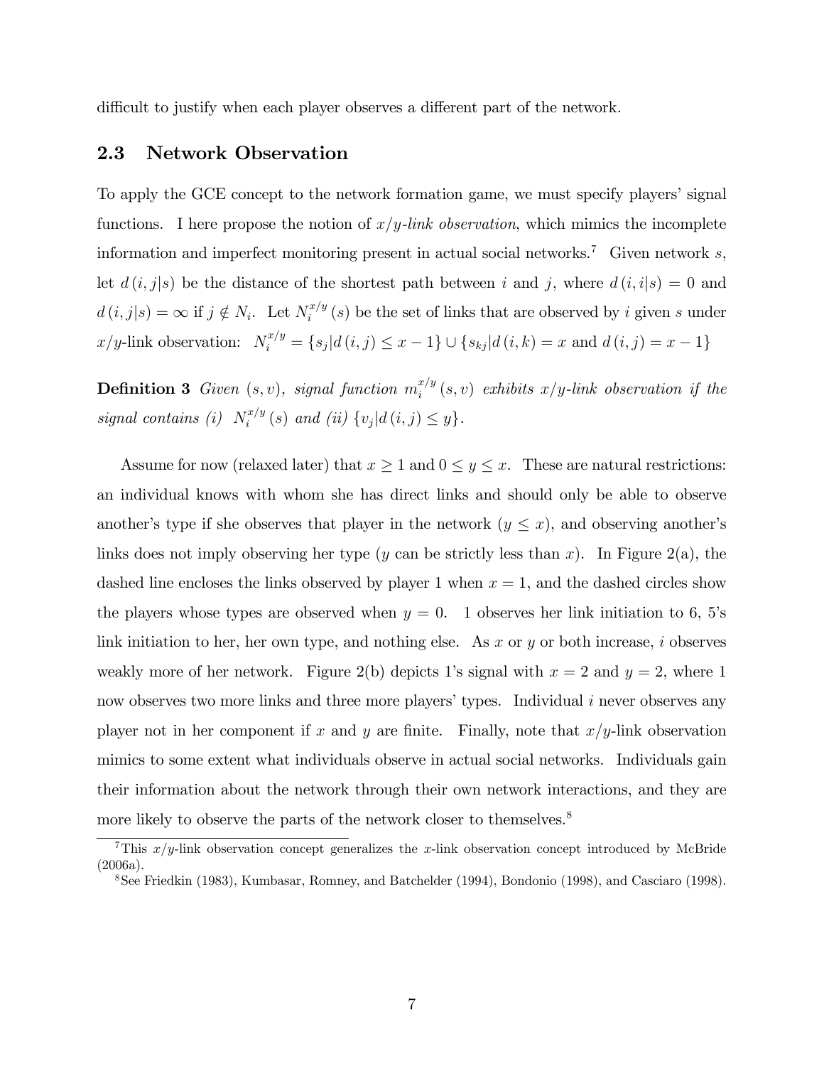difficult to justify when each player observes a different part of the network.

## 2.3 Network Observation

To apply the GCE concept to the network formation game, we must specify players' signal functions. I here propose the notion of *$x/y$-link observation*, which mimics the incomplete information and imperfect monitoring present in actual social networks.[7] Given network $s$, let $d(i,j|s)$ be the distance of the shortest path between $i$ and $j$, where $d(i,i|s) = 0$ and $d(i,j|s) = \infty$ if $j \notin N_i$. Let $N_i^{x/y}(s)$ be the set of links that are observed by $i$ given $s$ under $x/y$-link observation: $N_i^{x/y} = \{s_j | d(i,j) \leq x-1\} \cup \{s_{kj} | d(i,k) = x \text{ and } d(i,j) = x-1\}$

**Definition 3** *Given $(s,v)$, signal function $m_i^{x/y}(s,v)$ exhibits $x/y$-link observation if the signal contains (i) $N_i^{x/y}(s)$ and (ii) $\{v_j | d(i,j) \leq y\}$.*

Assume for now (relaxed later) that $x \geq 1$ and $0 \leq y \leq x$. These are natural restrictions: an individual knows with whom she has direct links and should only be able to observe another's type if she observes that player in the network ($y \leq x$), and observing another's links does not imply observing her type ($y$ can be strictly less than $x$). In Figure 2(a), the dashed line encloses the links observed by player 1 when $x = 1$, and the dashed circles show the players whose types are observed when $y = 0$. 1 observes her link initiation to 6, 5's link initiation to her, her own type, and nothing else. As $x$ or $y$ or both increase, $i$ observes weakly more of her network. Figure 2(b) depicts 1's signal with $x = 2$ and $y = 2$, where 1 now observes two more links and three more players' types. Individual $i$ never observes any player not in her component if $x$ and $y$ are finite. Finally, note that $x/y$-link observation mimics to some extent what individuals observe in actual social networks. Individuals gain their information about the network through their own network interactions, and they are more likely to observe the parts of the network closer to themselves.[8]

[7] This $x/y$-link observation concept generalizes the $x$-link observation concept introduced by McBride (2006a).

[8] See Friedkin (1983), Kumbasar, Romney, and Batchelder (1994), Bondonio (1998), and Casciaro (1998).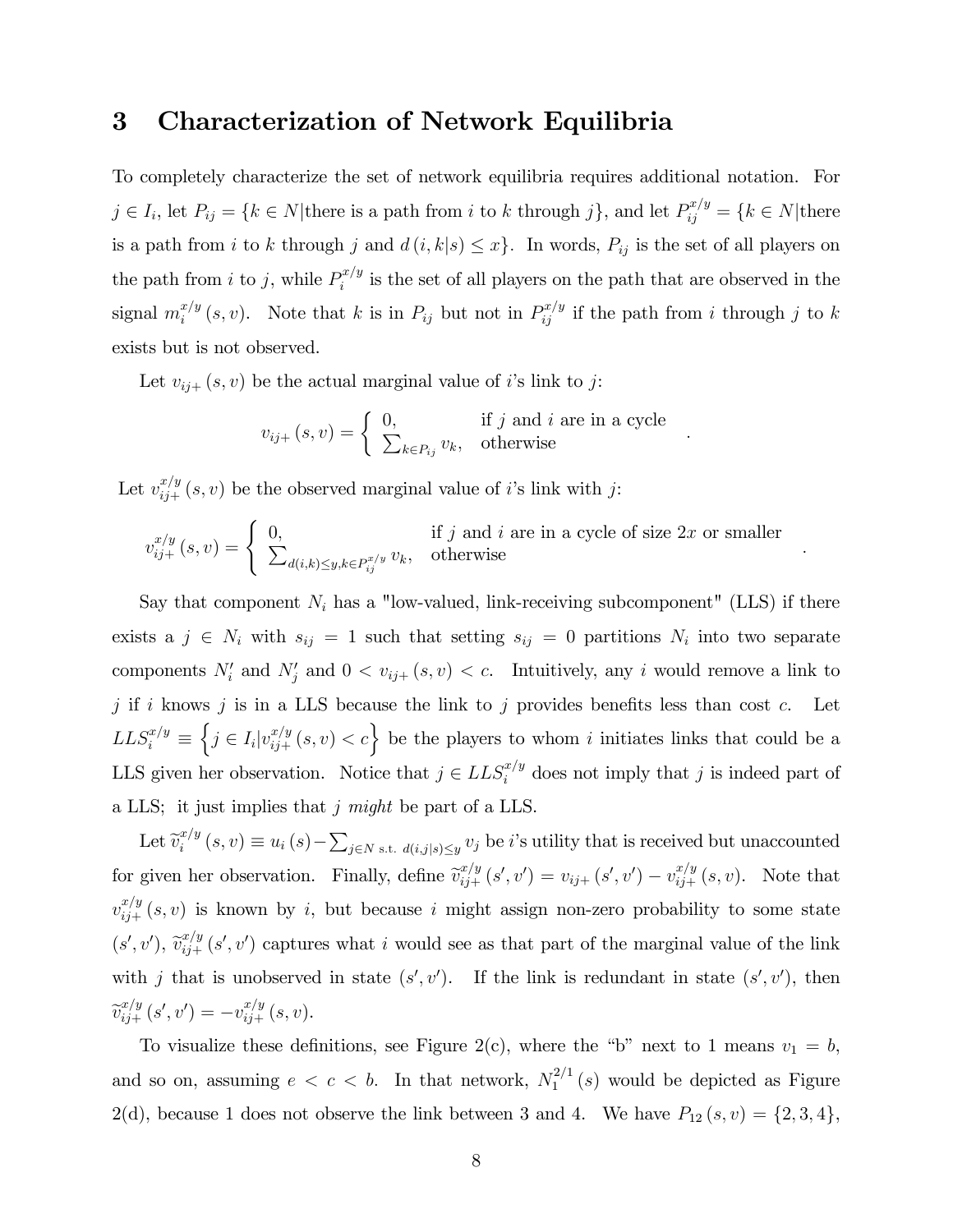## 3 Characterization of Network Equilibria

To completely characterize the set of network equilibria requires additional notation. For $j \in I_i$, let $P_{ij} = \{k \in N | \text{there is a path from } i \text{ to } k \text{ through } j\}$, and let $P_{ij}^{x/y} = \{k \in N | \text{there is a path from } i \text{ to } k \text{ through } j \text{ and } d(i,k|s) \leq x\}$. In words, $P_{ij}$ is the set of all players on the path from $i$ to $j$, while $P_i^{x/y}$ is the set of all players on the path that are observed in the signal $m_i^{x/y}(s,v)$. Note that $k$ is in $P_{ij}$ but not in $P_{ij}^{x/y}$ if the path from $i$ through $j$ to $k$ exists but is not observed.

Let $v_{ij+}(s,v)$ be the actual marginal value of $i$'s link to $j$:

$$v_{ij+}(s,v) = \begin{cases} 0, & \text{if } j \text{ and } i \text{ are in a cycle} \\ \sum_{k \in P_{ij}} v_k, & \text{otherwise} \end{cases}.$$

Let $v_{ij+}^{x/y}(s,v)$ be the observed marginal value of $i$'s link with $j$:

$$v_{ij+}^{x/y}(s,v) = \begin{cases} 0, & \text{if } j \text{ and } i \text{ are in a cycle of size } 2x \text{ or smaller} \\ \sum_{d(i,k) \leq y, k \in P_{ij}^{x/y}} v_k, & \text{otherwise} \end{cases}.$$

Say that component $N_i$ has a "low-valued, link-receiving subcomponent" (LLS) if there exists a $j \in N_i$ with $s_{ij} = 1$ such that setting $s_{ij} = 0$ partitions $N_i$ into two separate components $N_i'$ and $N_j'$ and $0 < v_{ij+}(s,v) < c$. Intuitively, any $i$ would remove a link to $j$ if $i$ knows $j$ is in a LLS because the link to $j$ provides benefits less than cost $c$. Let $LLS_i^{x/y} \equiv \left\{ j \in I_i | v_{ij+}^{x/y}(s,v) < c \right\}$ be the players to whom $i$ initiates links that could be a LLS given her observation. Notice that $j \in LLS_i^{x/y}$ does not imply that $j$ is indeed part of a LLS; it just implies that $j$ *might* be part of a LLS.

Let $\widetilde{v}_i^{x/y}(s,v) \equiv u_i(s) - \sum_{j \in N \text{ s.t. } d(i,j|s) \leq y} v_j$ be $i$'s utility that is received but unaccounted for given her observation. Finally, define $\widetilde{v}_{ij+}^{x/y}(s',v') = v_{ij+}(s',v') - v_{ij+}^{x/y}(s,v)$. Note that $v_{ij+}^{x/y}(s,v)$ is known by $i$, but because $i$ might assign non-zero probability to some state $(s',v')$, $\widetilde{v}_{ij+}^{x/y}(s',v')$ captures what $i$ would see as that part of the marginal value of the link with $j$ that is unobserved in state $(s',v')$. If the link is redundant in state $(s',v')$, then $\widetilde{v}_{ij+}^{x/y}(s',v') = -v_{ij+}^{x/y}(s,v)$.

To visualize these definitions, see Figure 2(c), where the "b" next to 1 means $v_1 = b$, and so on, assuming $e < c < b$. In that network, $N_1^{2/1}(s)$ would be depicted as Figure 2(d), because 1 does not observe the link between 3 and 4. We have $P_{12}(s,v) = \{2,3,4\}$,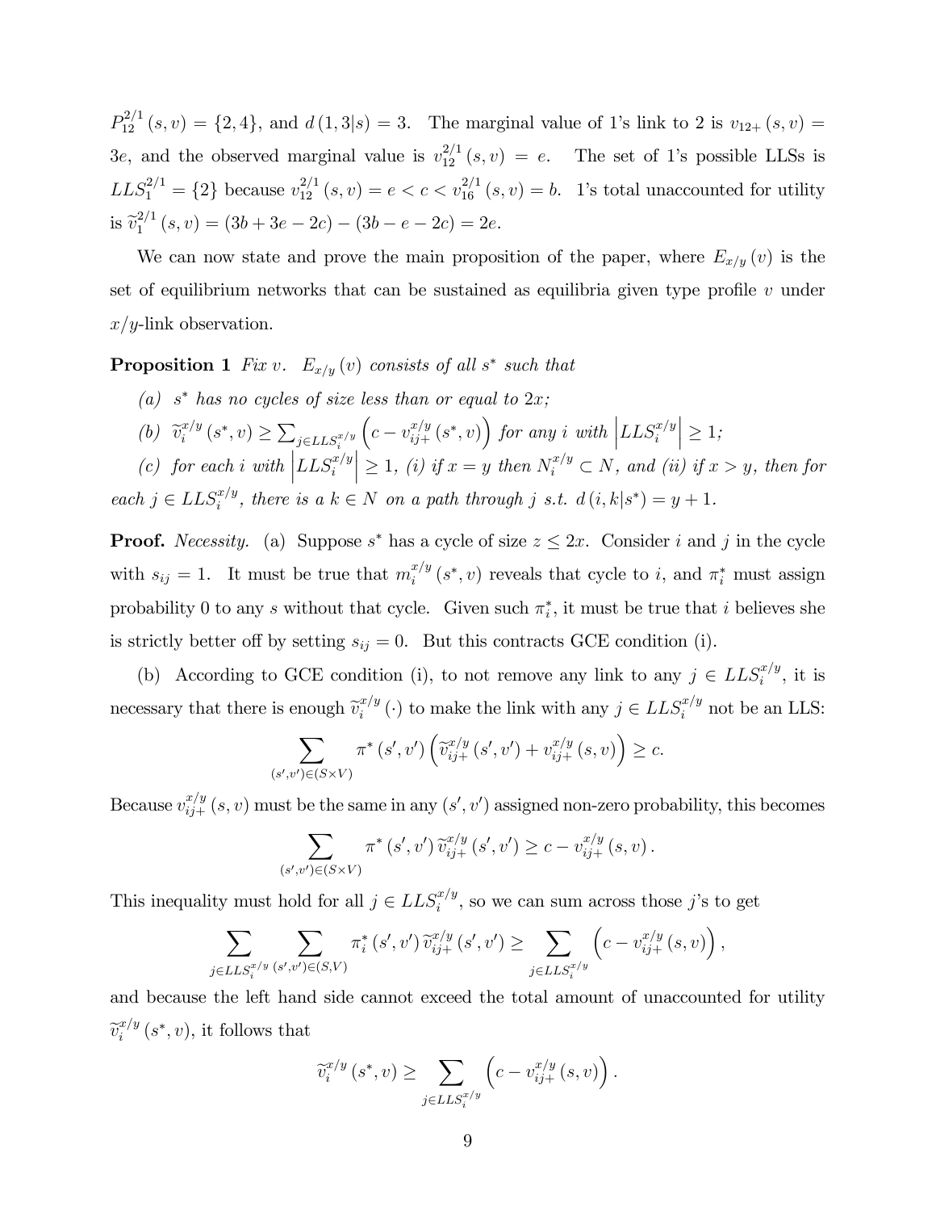$P_{12}^{2/1}(s,v) = \{2,4\}$, and $d(1,3|s) = 3$. The marginal value of 1's link to 2 is $v_{12+}(s,v) = 3e$, and the observed marginal value is $v_{12}^{2/1}(s,v) = e$. The set of 1's possible LLSs is $LLS_1^{2/1} = \{2\}$ because $v_{12}^{2/1}(s,v) = e < c < v_{16}^{2/1}(s,v) = b$. 1's total unaccounted for utility is $\widetilde{v}_1^{2/1}(s,v) = (3b + 3e - 2c) - (3b - e - 2c) = 2e$.

We can now state and prove the main proposition of the paper, where $E_{x/y}(v)$ is the set of equilibrium networks that can be sustained as equilibria given type profile $v$ under $x/y$-link observation.

**Proposition 1** *Fix $v$. $E_{x/y}(v)$ consists of all $s^*$ such that*

*(a) $s^*$ has no cycles of size less than or equal to $2x$;*

*(b) $\widetilde{v}_i^{x/y}(s^*,v) \geq \sum_{j \in LLS_i^{x/y}} \left(c - v_{ij+}^{x/y}(s^*,v)\right)$ for any $i$ with $\left|LLS_i^{x/y}\right| \geq 1$;*

*(c) for each $i$ with $\left|LLS_i^{x/y}\right| \geq 1$, (i) if $x = y$ then $N_i^{x/y} \subset N$, and (ii) if $x > y$, then for each $j \in LLS_i^{x/y}$, there is a $k \in N$ on a path through $j$ s.t. $d(i,k|s^*) = y + 1$.*

**Proof.** *Necessity.* (a) Suppose $s^*$ has a cycle of size $z \leq 2x$. Consider $i$ and $j$ in the cycle with $s_{ij} = 1$. It must be true that $m_i^{x/y}(s^*,v)$ reveals that cycle to $i$, and $\pi_i^*$ must assign probability 0 to any $s$ without that cycle. Given such $\pi_i^*$, it must be true that $i$ believes she is strictly better off by setting $s_{ij} = 0$. But this contracts GCE condition (i).

(b) According to GCE condition (i), to not remove any link to any $j \in LLS_i^{x/y}$, it is necessary that there is enough $\widetilde{v}_i^{x/y}(\cdot)$ to make the link with any $j \in LLS_i^{x/y}$ not be an LLS:

$$\sum_{(s',v') \in (S \times V)} \pi^*(s',v') \left(\widetilde{v}_{ij+}^{x/y}(s',v') + v_{ij+}^{x/y}(s,v)\right) \geq c.$$

Because $v_{ij+}^{x/y}(s,v)$ must be the same in any $(s',v')$ assigned non-zero probability, this becomes

$$\sum_{(s',v') \in (S \times V)} \pi^*(s',v') \widetilde{v}_{ij+}^{x/y}(s',v') \geq c - v_{ij+}^{x/y}(s,v).$$

This inequality must hold for all $j \in LLS_i^{x/y}$, so we can sum across those $j$'s to get

$$\sum_{j \in LLS_i^{x/y}} \sum_{(s',v') \in (S,V)} \pi_i^*(s',v') \widetilde{v}_{ij+}^{x/y}(s',v') \geq \sum_{j \in LLS_i^{x/y}} \left(c - v_{ij+}^{x/y}(s,v)\right),$$

and because the left hand side cannot exceed the total amount of unaccounted for utility $\widetilde{v}_i^{x/y}(s^*,v)$, it follows that

$$\widetilde{v}_i^{x/y}(s^*,v) \geq \sum_{j \in LLS_i^{x/y}} \left(c - v_{ij+}^{x/y}(s,v)\right).$$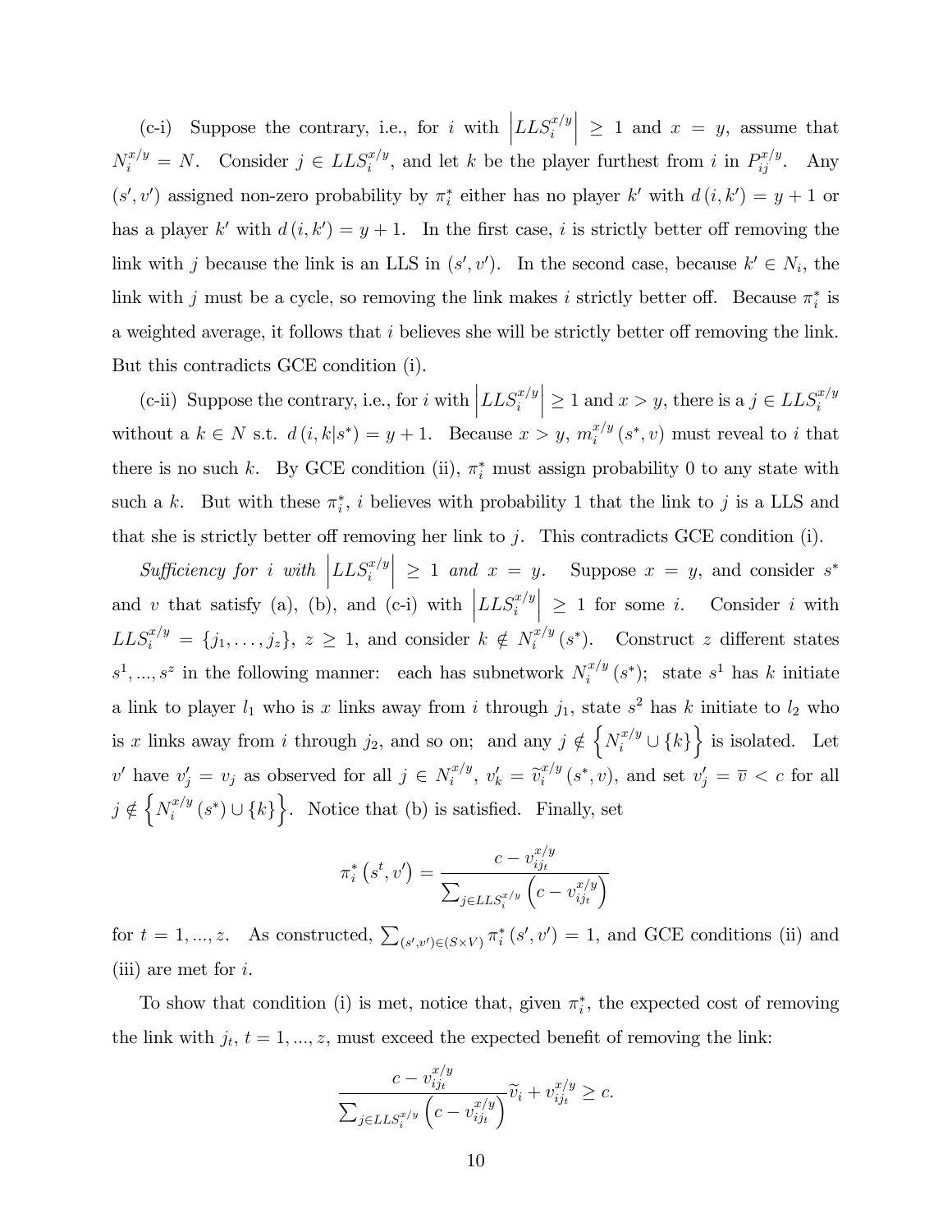(c-i) Suppose the contrary, i.e., for $i$ with $\left|LLS_i^{x/y}\right| \geq 1$ and $x = y$, assume that $N_i^{x/y} = N$. Consider $j \in LLS_i^{x/y}$, and let $k$ be the player furthest from $i$ in $P_{ij}^{x/y}$. Any $(s', v')$ assigned non-zero probability by $\pi_i^*$ either has no player $k'$ with $d(i, k') = y + 1$ or has a player $k'$ with $d(i, k') = y + 1$. In the first case, $i$ is strictly better off removing the link with $j$ because the link is an LLS in $(s', v')$. In the second case, because $k' \in N_i$, the link with $j$ must be a cycle, so removing the link makes $i$ strictly better off. Because $\pi_i^*$ is a weighted average, it follows that $i$ believes she will be strictly better off removing the link. But this contradicts GCE condition (i).

(c-ii) Suppose the contrary, i.e., for $i$ with $\left|LLS_i^{x/y}\right| \geq 1$ and $x > y$, there is a $j \in LLS_i^{x/y}$ without a $k \in N$ s.t. $d(i, k|s^*) = y + 1$. Because $x > y$, $m_i^{x/y}(s^*, v)$ must reveal to $i$ that there is no such $k$. By GCE condition (ii), $\pi_i^*$ must assign probability 0 to any state with such a $k$. But with these $\pi_i^*$, $i$ believes with probability 1 that the link to $j$ is a LLS and that she is strictly better off removing her link to $j$. This contradicts GCE condition (i).

*Sufficiency for $i$ with $\left|LLS_i^{x/y}\right| \geq 1$ and $x = y$.* Suppose $x = y$, and consider $s^*$ and $v$ that satisfy (a), (b), and (c-i) with $\left|LLS_i^{x/y}\right| \geq 1$ for some $i$. Consider $i$ with $LLS_i^{x/y} = \{j_1, \ldots, j_z\}$, $z \geq 1$, and consider $k \notin N_i^{x/y}(s^*)$. Construct $z$ different states $s^1, ..., s^z$ in the following manner: each has subnetwork $N_i^{x/y}(s^*)$; state $s^1$ has $k$ initiate a link to player $l_1$ who is $x$ links away from $i$ through $j_1$, state $s^2$ has $k$ initiate to $l_2$ who is $x$ links away from $i$ through $j_2$, and so on; and any $j \notin \left\{N_i^{x/y} \cup \{k\}\right\}$ is isolated. Let $v'$ have $v_j' = v_j$ as observed for all $j \in N_i^{x/y}$, $v_k' = \widetilde{v}_i^{x/y}(s^*, v)$, and set $v_j' = \overline{v} < c$ for all $j \notin \left\{N_i^{x/y}(s^*) \cup \{k\}\right\}$. Notice that (b) is satisfied. Finally, set

$$\pi_i^*\left(s^t, v'\right) = \frac{c - v_{ij_t}^{x/y}}{\sum_{j \in LLS_i^{x/y}} \left(c - v_{ij_t}^{x/y}\right)}$$

for $t = 1, ..., z$. As constructed, $\sum_{(s',v') \in (S \times V)} \pi_i^*(s', v') = 1$, and GCE conditions (ii) and (iii) are met for $i$.

To show that condition (i) is met, notice that, given $\pi_i^*$, the expected cost of removing the link with $j_t$, $t = 1, ..., z$, must exceed the expected benefit of removing the link:

$$\frac{c - v_{ij_t}^{x/y}}{\sum_{j \in LLS_i^{x/y}} \left(c - v_{ij_t}^{x/y}\right)} \widetilde{v}_i + v_{ij_t}^{x/y} \geq c.$$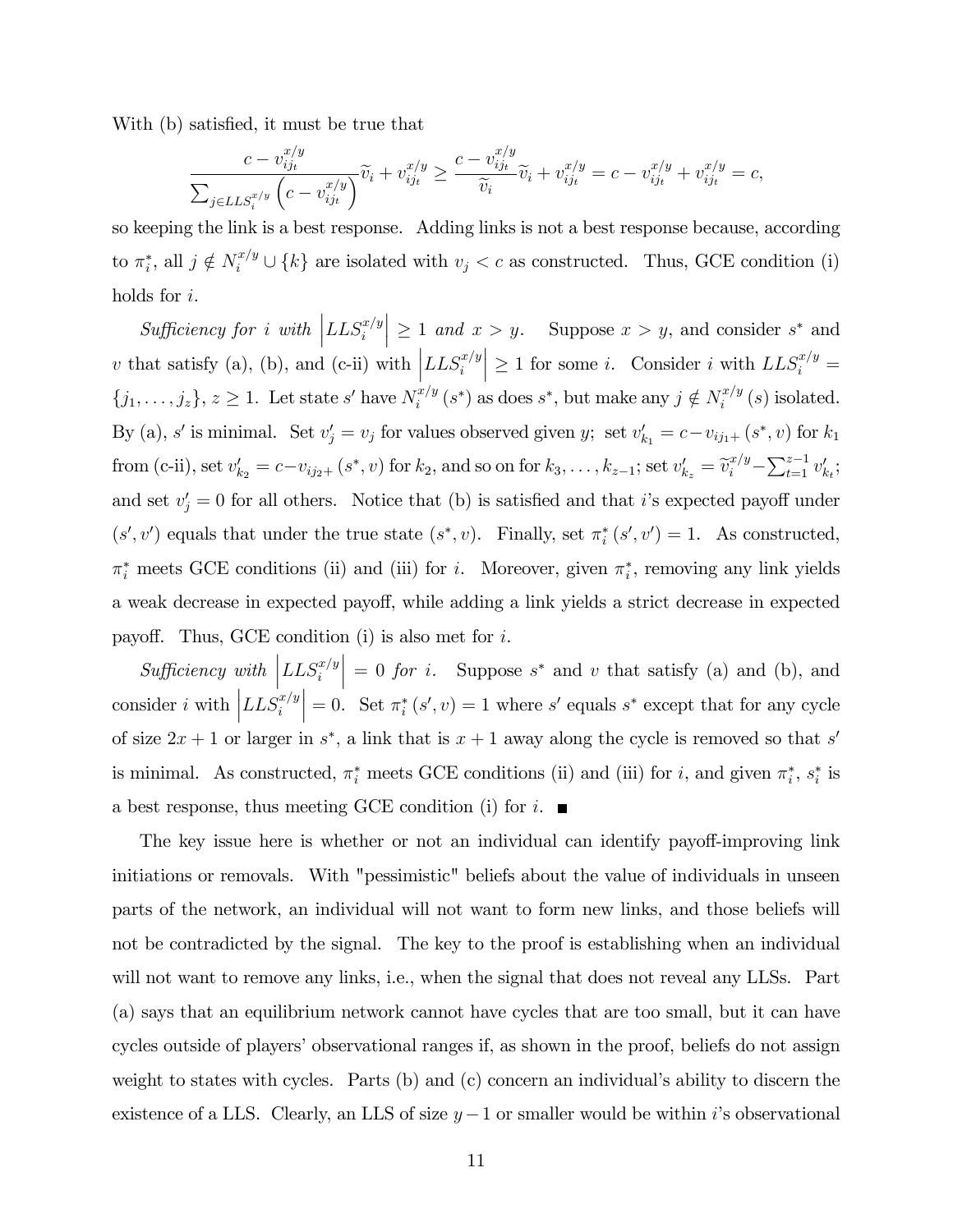With (b) satisfied, it must be true that

$$\frac{c - v_{ij_t}^{x/y}}{\sum_{j \in LLS_i^{x/y}} \left(c - v_{ij_t}^{x/y}\right)} \widetilde{v}_i + v_{ij_t}^{x/y} \geq \frac{c - v_{ij_t}^{x/y}}{\widetilde{v}_i} \widetilde{v}_i + v_{ij_t}^{x/y} = c - v_{ij_t}^{x/y} + v_{ij_t}^{x/y} = c,$$

so keeping the link is a best response. Adding links is not a best response because, according to $\pi_i^*$, all $j \notin N_i^{x/y} \cup \{k\}$ are isolated with $v_j < c$ as constructed. Thus, GCE condition (i) holds for $i$.

*Sufficiency for $i$ with $\left|LLS_i^{x/y}\right| \geq 1$ and $x > y$.* Suppose $x > y$, and consider $s^*$ and $v$ that satisfy (a), (b), and (c-ii) with $\left|LLS_i^{x/y}\right| \geq 1$ for some $i$. Consider $i$ with $LLS_i^{x/y} = \{j_1, \ldots, j_z\}$, $z \geq 1$. Let state $s'$ have $N_i^{x/y}(s^*)$ as does $s^*$, but make any $j \notin N_i^{x/y}(s)$ isolated. By (a), $s'$ is minimal. Set $v_j' = v_j$ for values observed given $y$; set $v_{k_1}' = c - v_{ij_1+}(s^*, v)$ for $k_1$ from (c-ii), set $v_{k_2}' = c - v_{ij_2+}(s^*, v)$ for $k_2$, and so on for $k_3, \ldots, k_{z-1}$; set $v_{k_z}' = \widetilde{v}_i^{x/y} - \sum_{t=1}^{z-1} v_{k_t}'$; and set $v_j' = 0$ for all others. Notice that (b) is satisfied and that $i$'s expected payoff under $(s', v')$ equals that under the true state $(s^*, v)$. Finally, set $\pi_i^*(s', v') = 1$. As constructed, $\pi_i^*$ meets GCE conditions (ii) and (iii) for $i$. Moreover, given $\pi_i^*$, removing any link yields a weak decrease in expected payoff, while adding a link yields a strict decrease in expected payoff. Thus, GCE condition (i) is also met for $i$.

*Sufficiency with $\left|LLS_i^{x/y}\right| = 0$ for $i$.* Suppose $s^*$ and $v$ that satisfy (a) and (b), and consider $i$ with $\left|LLS_i^{x/y}\right| = 0$. Set $\pi_i^*(s', v) = 1$ where $s'$ equals $s^*$ except that for any cycle of size $2x + 1$ or larger in $s^*$, a link that is $x + 1$ away along the cycle is removed so that $s'$ is minimal. As constructed, $\pi_i^*$ meets GCE conditions (ii) and (iii) for $i$, and given $\pi_i^*$, $s_i^*$ is a best response, thus meeting GCE condition (i) for $i$. ■

The key issue here is whether or not an individual can identify payoff-improving link initiations or removals. With "pessimistic" beliefs about the value of individuals in unseen parts of the network, an individual will not want to form new links, and those beliefs will not be contradicted by the signal. The key to the proof is establishing when an individual will not want to remove any links, i.e., when the signal that does not reveal any LLSs. Part (a) says that an equilibrium network cannot have cycles that are too small, but it can have cycles outside of players' observational ranges if, as shown in the proof, beliefs do not assign weight to states with cycles. Parts (b) and (c) concern an individual's ability to discern the existence of a LLS. Clearly, an LLS of size $y - 1$ or smaller would be within $i$'s observational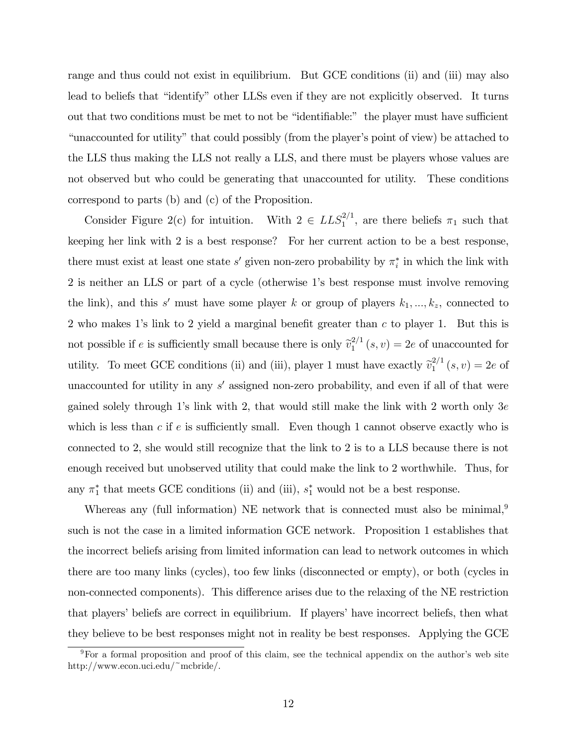range and thus could not exist in equilibrium. But GCE conditions (ii) and (iii) may also lead to beliefs that "identify" other LLSs even if they are not explicitly observed. It turns out that two conditions must be met to not be "identifiable:" the player must have sufficient "unaccounted for utility" that could possibly (from the player's point of view) be attached to the LLS thus making the LLS not really a LLS, and there must be players whose values are not observed but who could be generating that unaccounted for utility. These conditions correspond to parts (b) and (c) of the Proposition.

Consider Figure 2(c) for intuition. With $2 \in LLS_1^{2/1}$, are there beliefs $\pi_1$ such that keeping her link with 2 is a best response? For her current action to be a best response, there must exist at least one state $s'$ given non-zero probability by $\pi_i^*$ in which the link with 2 is neither an LLS or part of a cycle (otherwise 1's best response must involve removing the link), and this $s'$ must have some player $k$ or group of players $k_1, ..., k_z$, connected to 2 who makes 1's link to 2 yield a marginal benefit greater than $c$ to player 1. But this is not possible if $e$ is sufficiently small because there is only $\widetilde{v}_1^{2/1}(s, v) = 2e$ of unaccounted for utility. To meet GCE conditions (ii) and (iii), player 1 must have exactly $\widetilde{v}_1^{2/1}(s, v) = 2e$ of unaccounted for utility in any $s'$ assigned non-zero probability, and even if all of that were gained solely through 1's link with 2, that would still make the link with 2 worth only $3e$ which is less than $c$ if $e$ is sufficiently small. Even though 1 cannot observe exactly who is connected to 2, she would still recognize that the link to 2 is to a LLS because there is not enough received but unobserved utility that could make the link to 2 worthwhile. Thus, for any $\pi_1^*$ that meets GCE conditions (ii) and (iii), $s_1^*$ would not be a best response.

Whereas any (full information) NE network that is connected must also be minimal,[9] such is not the case in a limited information GCE network. Proposition 1 establishes that the incorrect beliefs arising from limited information can lead to network outcomes in which there are too many links (cycles), too few links (disconnected or empty), or both (cycles in non-connected components). This difference arises due to the relaxing of the NE restriction that players' beliefs are correct in equilibrium. If players' have incorrect beliefs, then what they believe to be best responses might not in reality be best responses. Applying the GCE

[9] For a formal proposition and proof of this claim, see the technical appendix on the author's web site http://www.econ.uci.edu/~mcbride/.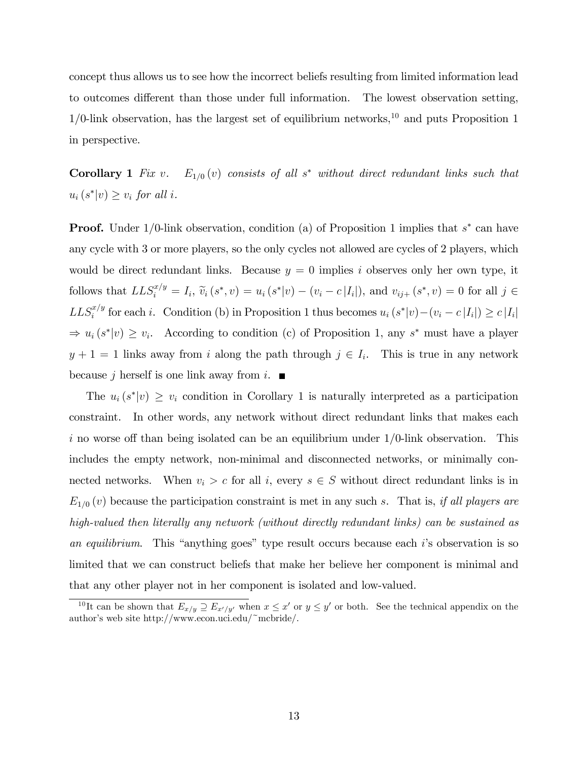concept thus allows us to see how the incorrect beliefs resulting from limited information lead to outcomes different than those under full information. The lowest observation setting, 1/0-link observation, has the largest set of equilibrium networks,[10] and puts Proposition 1 in perspective.

**Corollary 1** *Fix $v$. $E_{1/0}(v)$ consists of all $s^*$ without direct redundant links such that $u_i(s^*|v) \geq v_i$ for all $i$.*

**Proof.** Under 1/0-link observation, condition (a) of Proposition 1 implies that $s^*$ can have any cycle with 3 or more players, so the only cycles not allowed are cycles of 2 players, which would be direct redundant links. Because $y = 0$ implies $i$ observes only her own type, it follows that $LLS_i^{x/y} = I_i$, $\widetilde{v}_i(s^*, v) = u_i(s^*|v) - (v_i - c|I_i|)$, and $v_{ij+}(s^*, v) = 0$ for all $j \in LLS_i^{x/y}$ for each $i$. Condition (b) in Proposition 1 thus becomes $u_i(s^*|v) - (v_i - c|I_i|) \geq c|I_i|$ $\Rightarrow u_i(s^*|v) \geq v_i$. According to condition (c) of Proposition 1, any $s^*$ must have a player $y + 1 = 1$ links away from $i$ along the path through $j \in I_i$. This is true in any network because $j$ herself is one link away from $i$. ■

The $u_i(s^*|v) \geq v_i$ condition in Corollary 1 is naturally interpreted as a participation constraint. In other words, any network without direct redundant links that makes each $i$ no worse off than being isolated can be an equilibrium under 1/0-link observation. This includes the empty network, non-minimal and disconnected networks, or minimally connected networks. When $v_i > c$ for all $i$, every $s \in S$ without direct redundant links is in $E_{1/0}(v)$ because the participation constraint is met in any such $s$. That is, *if all players are high-valued then literally any network (without directly redundant links) can be sustained as an equilibrium*. This "anything goes" type result occurs because each $i$'s observation is so limited that we can construct beliefs that make her believe her component is minimal and that any other player not in her component is isolated and low-valued.

[10]It can be shown that $E_{x/y} \supseteq E_{x'/y'}$ when $x \leq x'$ or $y \leq y'$ or both. See the technical appendix on the author's web site http://www.econ.uci.edu/~mcbride/.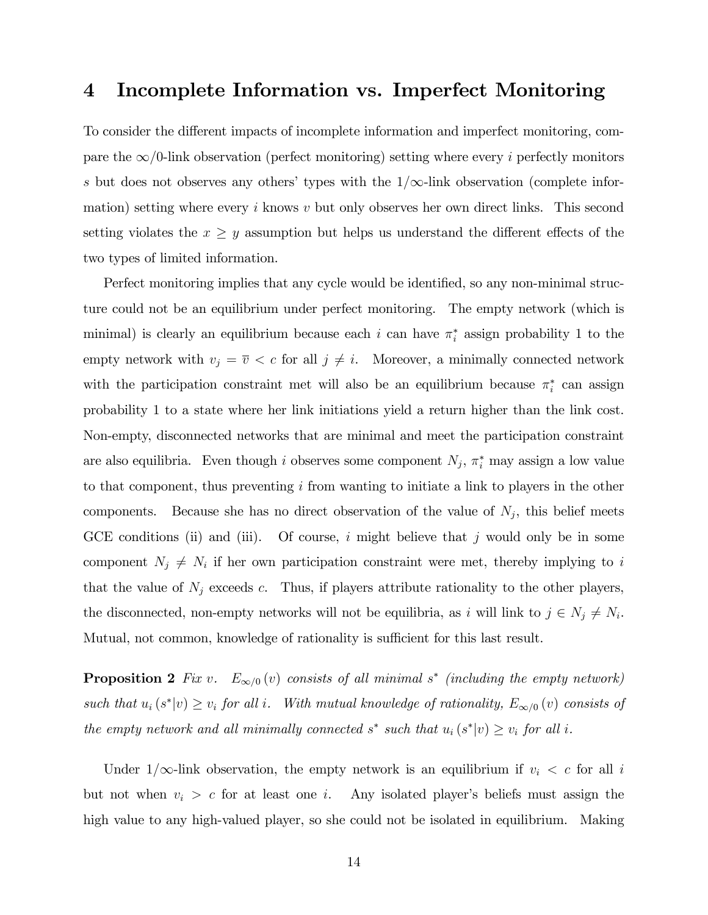# 4 Incomplete Information vs. Imperfect Monitoring

To consider the different impacts of incomplete information and imperfect monitoring, compare the $\infty/0$-link observation (perfect monitoring) setting where every $i$ perfectly monitors $s$ but does not observes any others' types with the $1/\infty$-link observation (complete information) setting where every $i$ knows $v$ but only observes her own direct links. This second setting violates the $x \geq y$ assumption but helps us understand the different effects of the two types of limited information.

Perfect monitoring implies that any cycle would be identified, so any non-minimal structure could not be an equilibrium under perfect monitoring. The empty network (which is minimal) is clearly an equilibrium because each $i$ can have $\pi_i^*$ assign probability 1 to the empty network with $v_j = \overline{v} < c$ for all $j \neq i$. Moreover, a minimally connected network with the participation constraint met will also be an equilibrium because $\pi_i^*$ can assign probability 1 to a state where her link initiations yield a return higher than the link cost. Non-empty, disconnected networks that are minimal and meet the participation constraint are also equilibria. Even though $i$ observes some component $N_j$, $\pi_i^*$ may assign a low value to that component, thus preventing $i$ from wanting to initiate a link to players in the other components. Because she has no direct observation of the value of $N_j$, this belief meets GCE conditions (ii) and (iii). Of course, $i$ might believe that $j$ would only be in some component $N_j \neq N_i$ if her own participation constraint were met, thereby implying to $i$ that the value of $N_j$ exceeds $c$. Thus, if players attribute rationality to the other players, the disconnected, non-empty networks will not be equilibria, as $i$ will link to $j \in N_j \neq N_i$. Mutual, not common, knowledge of rationality is sufficient for this last result.

**Proposition 2** *Fix $v$. $E_{\infty/0}(v)$ consists of all minimal $s^*$ (including the empty network) such that $u_i(s^*|v) \geq v_i$ for all $i$. With mutual knowledge of rationality, $E_{\infty/0}(v)$ consists of the empty network and all minimally connected $s^*$ such that $u_i(s^*|v) \geq v_i$ for all $i$.*

Under $1/\infty$-link observation, the empty network is an equilibrium if $v_i < c$ for all $i$ but not when $v_i > c$ for at least one $i$. Any isolated player's beliefs must assign the high value to any high-valued player, so she could not be isolated in equilibrium. Making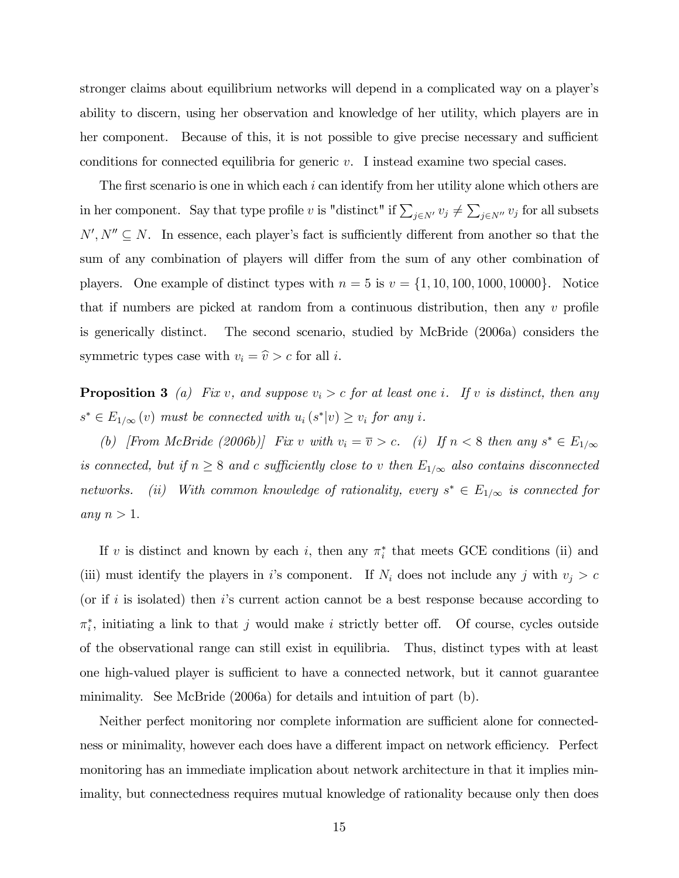stronger claims about equilibrium networks will depend in a complicated way on a player's ability to discern, using her observation and knowledge of her utility, which players are in her component. Because of this, it is not possible to give precise necessary and sufficient conditions for connected equilibria for generic $v$. I instead examine two special cases.

The first scenario is one in which each $i$ can identify from her utility alone which others are in her component. Say that type profile $v$ is "distinct" if $\sum_{j \in N'} v_j \neq \sum_{j \in N''} v_j$ for all subsets $N', N'' \subseteq N$. In essence, each player's fact is sufficiently different from another so that the sum of any combination of players will differ from the sum of any other combination of players. One example of distinct types with $n = 5$ is $v = \{1, 10, 100, 1000, 10000\}$. Notice that if numbers are picked at random from a continuous distribution, then any $v$ profile is generically distinct. The second scenario, studied by McBride (2006a) considers the symmetric types case with $v_i = \widehat{v} > c$ for all $i$.

**Proposition 3** *(a) Fix $v$, and suppose $v_i > c$ for at least one $i$. If $v$ is distinct, then any $s^* \in E_{1/\infty}(v)$ must be connected with $u_i(s^*|v) \geq v_i$ for any $i$.*

*(b) [From McBride (2006b)] Fix $v$ with $v_i = \overline{v} > c$. (i) If $n < 8$ then any $s^* \in E_{1/\infty}$ is connected, but if $n \geq 8$ and $c$ sufficiently close to $v$ then $E_{1/\infty}$ also contains disconnected networks. (ii) With common knowledge of rationality, every $s^* \in E_{1/\infty}$ is connected for any $n > 1$.*

If $v$ is distinct and known by each $i$, then any $\pi_i^*$ that meets GCE conditions (ii) and (iii) must identify the players in $i$'s component. If $N_i$ does not include any $j$ with $v_j > c$ (or if $i$ is isolated) then $i$'s current action cannot be a best response because according to $\pi_i^*$, initiating a link to that $j$ would make $i$ strictly better off. Of course, cycles outside of the observational range can still exist in equilibria. Thus, distinct types with at least one high-valued player is sufficient to have a connected network, but it cannot guarantee minimality. See McBride (2006a) for details and intuition of part (b).

Neither perfect monitoring nor complete information are sufficient alone for connectedness or minimality, however each does have a different impact on network efficiency. Perfect monitoring has an immediate implication about network architecture in that it implies minimality, but connectedness requires mutual knowledge of rationality because only then does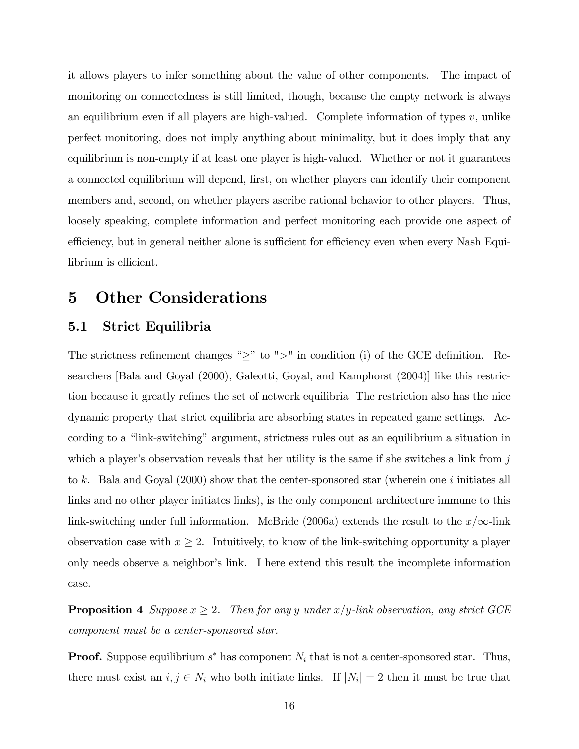it allows players to infer something about the value of other components. The impact of monitoring on connectedness is still limited, though, because the empty network is always an equilibrium even if all players are high-valued. Complete information of types $v$, unlike perfect monitoring, does not imply anything about minimality, but it does imply that any equilibrium is non-empty if at least one player is high-valued. Whether or not it guarantees a connected equilibrium will depend, first, on whether players can identify their component members and, second, on whether players ascribe rational behavior to other players. Thus, loosely speaking, complete information and perfect monitoring each provide one aspect of efficiency, but in general neither alone is sufficient for efficiency even when every Nash Equilibrium is efficient.

# 5 Other Considerations

## 5.1 Strict Equilibria

The strictness refinement changes "$\geq$" to ">" in condition (i) of the GCE definition. Researchers [Bala and Goyal (2000), Galeotti, Goyal, and Kamphorst (2004)] like this restriction because it greatly refines the set of network equilibria The restriction also has the nice dynamic property that strict equilibria are absorbing states in repeated game settings. According to a "link-switching" argument, strictness rules out as an equilibrium a situation in which a player's observation reveals that her utility is the same if she switches a link from $j$ to $k$. Bala and Goyal (2000) show that the center-sponsored star (wherein one $i$ initiates all links and no other player initiates links), is the only component architecture immune to this link-switching under full information. McBride (2006a) extends the result to the $x/\infty$-link observation case with $x \geq 2$. Intuitively, to know of the link-switching opportunity a player only needs observe a neighbor's link. I here extend this result the incomplete information case.

**Proposition 4** *Suppose $x \geq 2$. Then for any $y$ under $x/y$-link observation, any strict GCE component must be a center-sponsored star.*

**Proof.** Suppose equilibrium $s^*$ has component $N_i$ that is not a center-sponsored star. Thus, there must exist an $i, j \in N_i$ who both initiate links. If $|N_i| = 2$ then it must be true that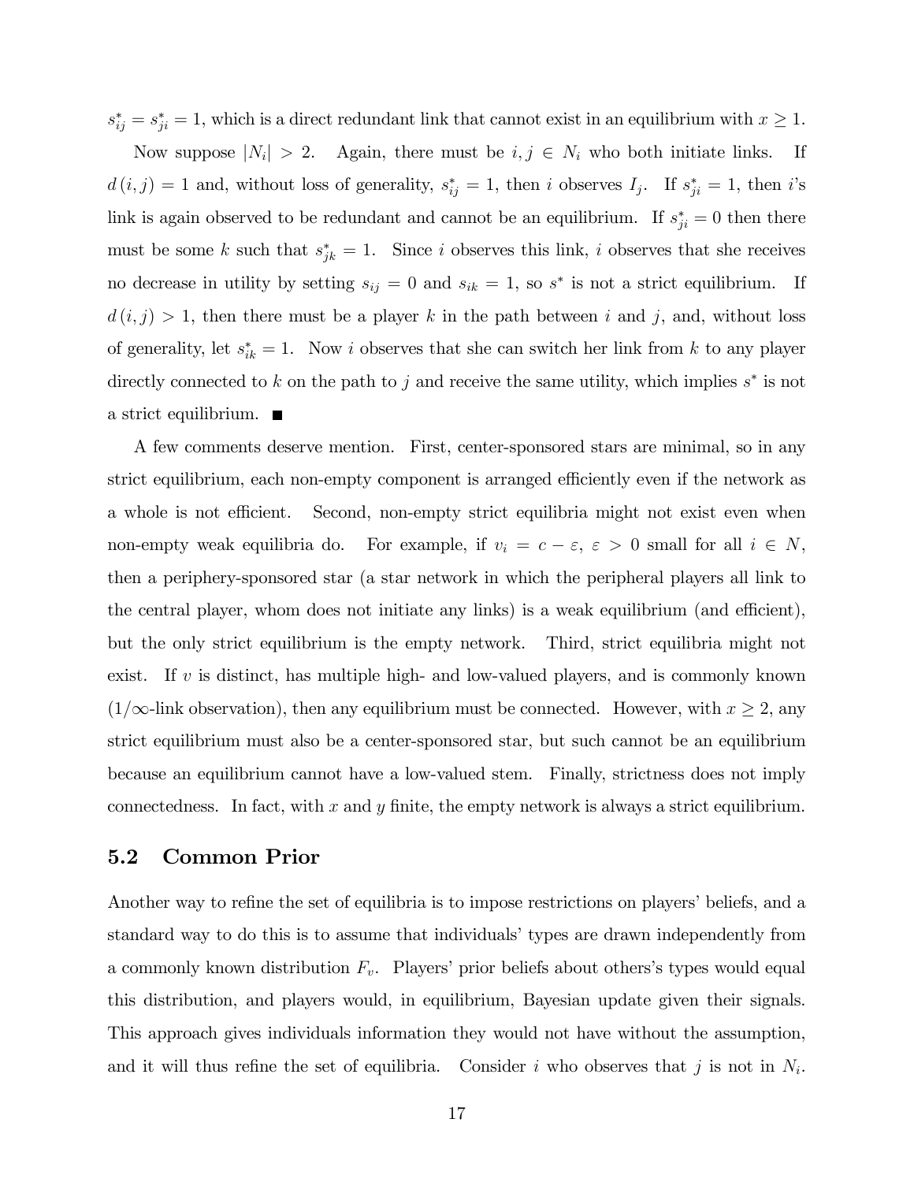$s_{ij}^* = s_{ji}^* = 1$, which is a direct redundant link that cannot exist in an equilibrium with $x \geq 1$.

Now suppose $|N_i| > 2$. Again, there must be $i, j \in N_i$ who both initiate links. If $d(i,j) = 1$ and, without loss of generality, $s_{ij}^* = 1$, then $i$ observes $I_j$. If $s_{ji}^* = 1$, then $i$'s link is again observed to be redundant and cannot be an equilibrium. If $s_{ji}^* = 0$ then there must be some $k$ such that $s_{jk}^* = 1$. Since $i$ observes this link, $i$ observes that she receives no decrease in utility by setting $s_{ij} = 0$ and $s_{ik} = 1$, so $s^*$ is not a strict equilibrium. If $d(i,j) > 1$, then there must be a player $k$ in the path between $i$ and $j$, and, without loss of generality, let $s_{ik}^* = 1$. Now $i$ observes that she can switch her link from $k$ to any player directly connected to $k$ on the path to $j$ and receive the same utility, which implies $s^*$ is not a strict equilibrium. ■

A few comments deserve mention. First, center-sponsored stars are minimal, so in any strict equilibrium, each non-empty component is arranged efficiently even if the network as a whole is not efficient. Second, non-empty strict equilibria might not exist even when non-empty weak equilibria do. For example, if $v_i = c - \varepsilon$, $\varepsilon > 0$ small for all $i \in N$, then a periphery-sponsored star (a star network in which the peripheral players all link to the central player, whom does not initiate any links) is a weak equilibrium (and efficient), but the only strict equilibrium is the empty network. Third, strict equilibria might not exist. If $v$ is distinct, has multiple high- and low-valued players, and is commonly known ($1/\infty$-link observation), then any equilibrium must be connected. However, with $x \geq 2$, any strict equilibrium must also be a center-sponsored star, but such cannot be an equilibrium because an equilibrium cannot have a low-valued stem. Finally, strictness does not imply connectedness. In fact, with $x$ and $y$ finite, the empty network is always a strict equilibrium.

## 5.2 Common Prior

Another way to refine the set of equilibria is to impose restrictions on players' beliefs, and a standard way to do this is to assume that individuals' types are drawn independently from a commonly known distribution $F_v$. Players' prior beliefs about others's types would equal this distribution, and players would, in equilibrium, Bayesian update given their signals. This approach gives individuals information they would not have without the assumption, and it will thus refine the set of equilibria. Consider $i$ who observes that $j$ is not in $N_i$.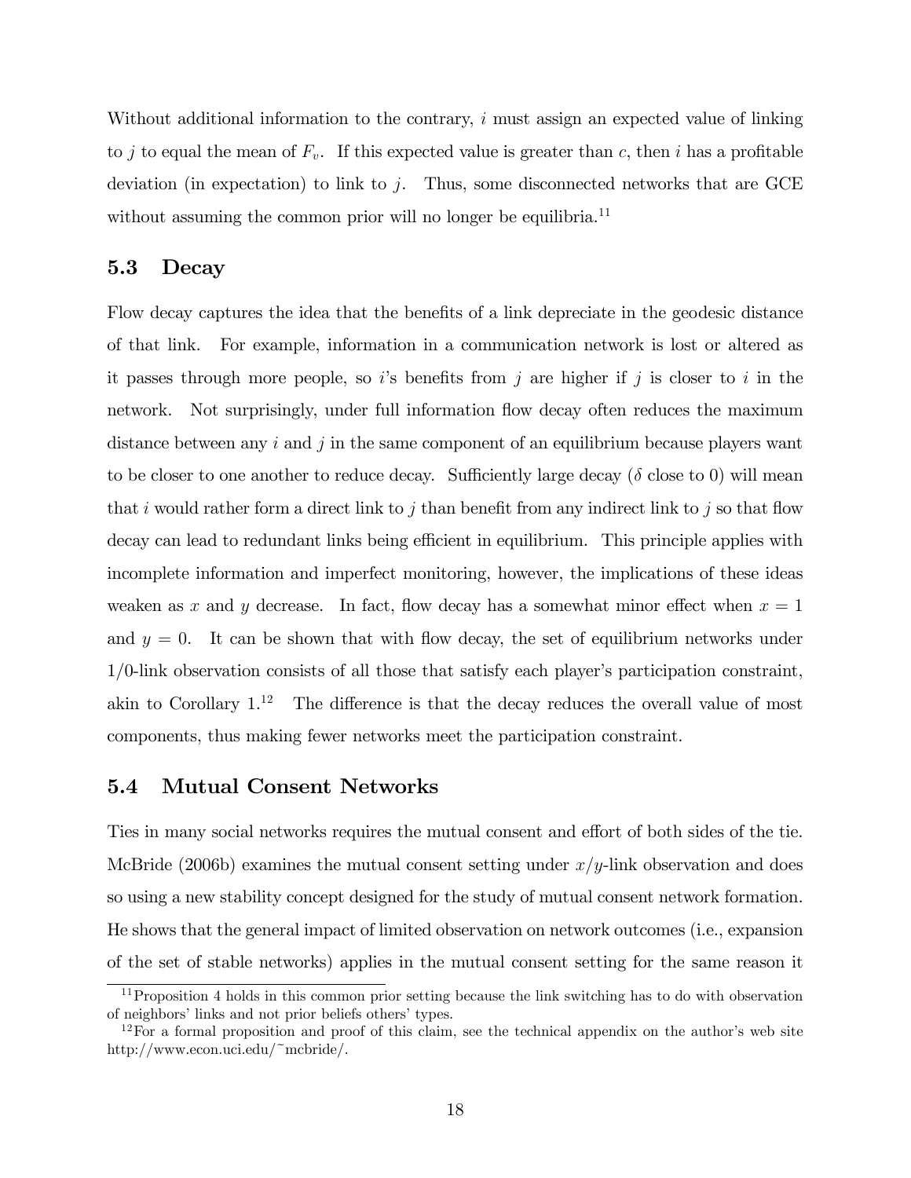Without additional information to the contrary, $i$ must assign an expected value of linking to $j$ to equal the mean of $F_v$. If this expected value is greater than $c$, then $i$ has a profitable deviation (in expectation) to link to $j$. Thus, some disconnected networks that are GCE without assuming the common prior will no longer be equilibria.[11]

## 5.3 Decay

Flow decay captures the idea that the benefits of a link depreciate in the geodesic distance of that link. For example, information in a communication network is lost or altered as it passes through more people, so $i$'s benefits from $j$ are higher if $j$ is closer to $i$ in the network. Not surprisingly, under full information flow decay often reduces the maximum distance between any $i$ and $j$ in the same component of an equilibrium because players want to be closer to one another to reduce decay. Sufficiently large decay ($\delta$ close to 0) will mean that $i$ would rather form a direct link to $j$ than benefit from any indirect link to $j$ so that flow decay can lead to redundant links being efficient in equilibrium. This principle applies with incomplete information and imperfect monitoring, however, the implications of these ideas weaken as $x$ and $y$ decrease. In fact, flow decay has a somewhat minor effect when $x = 1$ and $y = 0$. It can be shown that with flow decay, the set of equilibrium networks under 1/0-link observation consists of all those that satisfy each player's participation constraint, akin to Corollary 1.[12] The difference is that the decay reduces the overall value of most components, thus making fewer networks meet the participation constraint.

## 5.4 Mutual Consent Networks

Ties in many social networks requires the mutual consent and effort of both sides of the tie. McBride (2006b) examines the mutual consent setting under $x/y$-link observation and does so using a new stability concept designed for the study of mutual consent network formation. He shows that the general impact of limited observation on network outcomes (i.e., expansion of the set of stable networks) applies in the mutual consent setting for the same reason it

[11] Proposition 4 holds in this common prior setting because the link switching has to do with observation of neighbors' links and not prior beliefs others' types.

[12] For a formal proposition and proof of this claim, see the technical appendix on the author's web site http://www.econ.uci.edu/~mcbride/.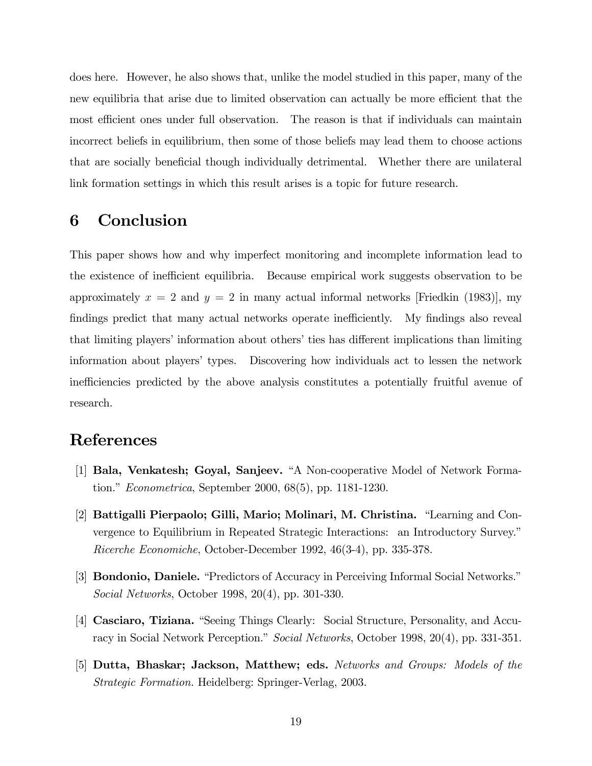does here. However, he also shows that, unlike the model studied in this paper, many of the new equilibria that arise due to limited observation can actually be more efficient that the most efficient ones under full observation. The reason is that if individuals can maintain incorrect beliefs in equilibrium, then some of those beliefs may lead them to choose actions that are socially beneficial though individually detrimental. Whether there are unilateral link formation settings in which this result arises is a topic for future research.

## 6 Conclusion

This paper shows how and why imperfect monitoring and incomplete information lead to the existence of inefficient equilibria. Because empirical work suggests observation to be approximately $x = 2$ and $y = 2$ in many actual informal networks [Friedkin (1983)], my findings predict that many actual networks operate inefficiently. My findings also reveal that limiting players' information about others' ties has different implications than limiting information about players' types. Discovering how individuals act to lessen the network inefficiencies predicted by the above analysis constitutes a potentially fruitful avenue of research.

## References

[1] **Bala, Venkatesh; Goyal, Sanjeev.** "A Non-cooperative Model of Network Formation." *Econometrica*, September 2000, 68(5), pp. 1181-1230.

[2] **Battigalli Pierpaolo; Gilli, Mario; Molinari, M. Christina.** "Learning and Convergence to Equilibrium in Repeated Strategic Interactions: an Introductory Survey." *Ricerche Economiche*, October-December 1992, 46(3-4), pp. 335-378.

[3] **Bondonio, Daniele.** "Predictors of Accuracy in Perceiving Informal Social Networks." *Social Networks*, October 1998, 20(4), pp. 301-330.

[4] **Casciaro, Tiziana.** "Seeing Things Clearly: Social Structure, Personality, and Accuracy in Social Network Perception." *Social Networks*, October 1998, 20(4), pp. 331-351.

[5] **Dutta, Bhaskar; Jackson, Matthew; eds.** *Networks and Groups: Models of the Strategic Formation.* Heidelberg: Springer-Verlag, 2003.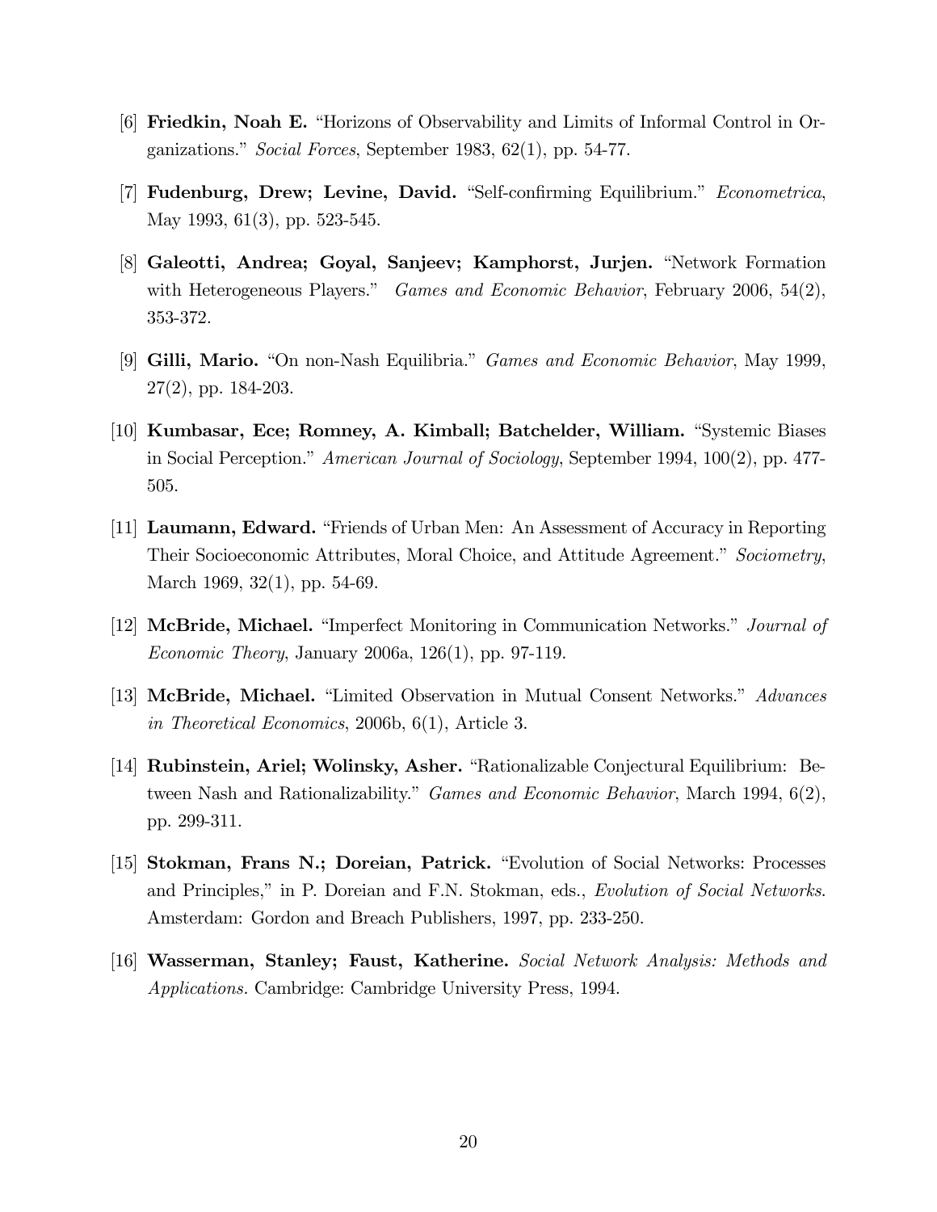[6] **Friedkin, Noah E.** "Horizons of Observability and Limits of Informal Control in Organizations." *Social Forces*, September 1983, 62(1), pp. 54-77.

[7] **Fudenburg, Drew; Levine, David.** "Self-confirming Equilibrium." *Econometrica*, May 1993, 61(3), pp. 523-545.

[8] **Galeotti, Andrea; Goyal, Sanjeev; Kamphorst, Jurjen.** "Network Formation with Heterogeneous Players." *Games and Economic Behavior*, February 2006, 54(2), 353-372.

[9] **Gilli, Mario.** "On non-Nash Equilibria." *Games and Economic Behavior*, May 1999, 27(2), pp. 184-203.

[10] **Kumbasar, Ece; Romney, A. Kimball; Batchelder, William.** "Systemic Biases in Social Perception." *American Journal of Sociology*, September 1994, 100(2), pp. 477-505.

[11] **Laumann, Edward.** "Friends of Urban Men: An Assessment of Accuracy in Reporting Their Socioeconomic Attributes, Moral Choice, and Attitude Agreement." *Sociometry*, March 1969, 32(1), pp. 54-69.

[12] **McBride, Michael.** "Imperfect Monitoring in Communication Networks." *Journal of Economic Theory*, January 2006a, 126(1), pp. 97-119.

[13] **McBride, Michael.** "Limited Observation in Mutual Consent Networks." *Advances in Theoretical Economics*, 2006b, 6(1), Article 3.

[14] **Rubinstein, Ariel; Wolinsky, Asher.** "Rationalizable Conjectural Equilibrium: Between Nash and Rationalizability." *Games and Economic Behavior*, March 1994, 6(2), pp. 299-311.

[15] **Stokman, Frans N.; Doreian, Patrick.** "Evolution of Social Networks: Processes and Principles," in P. Doreian and F.N. Stokman, eds., *Evolution of Social Networks*. Amsterdam: Gordon and Breach Publishers, 1997, pp. 233-250.

[16] **Wasserman, Stanley; Faust, Katherine.** *Social Network Analysis: Methods and Applications.* Cambridge: Cambridge University Press, 1994.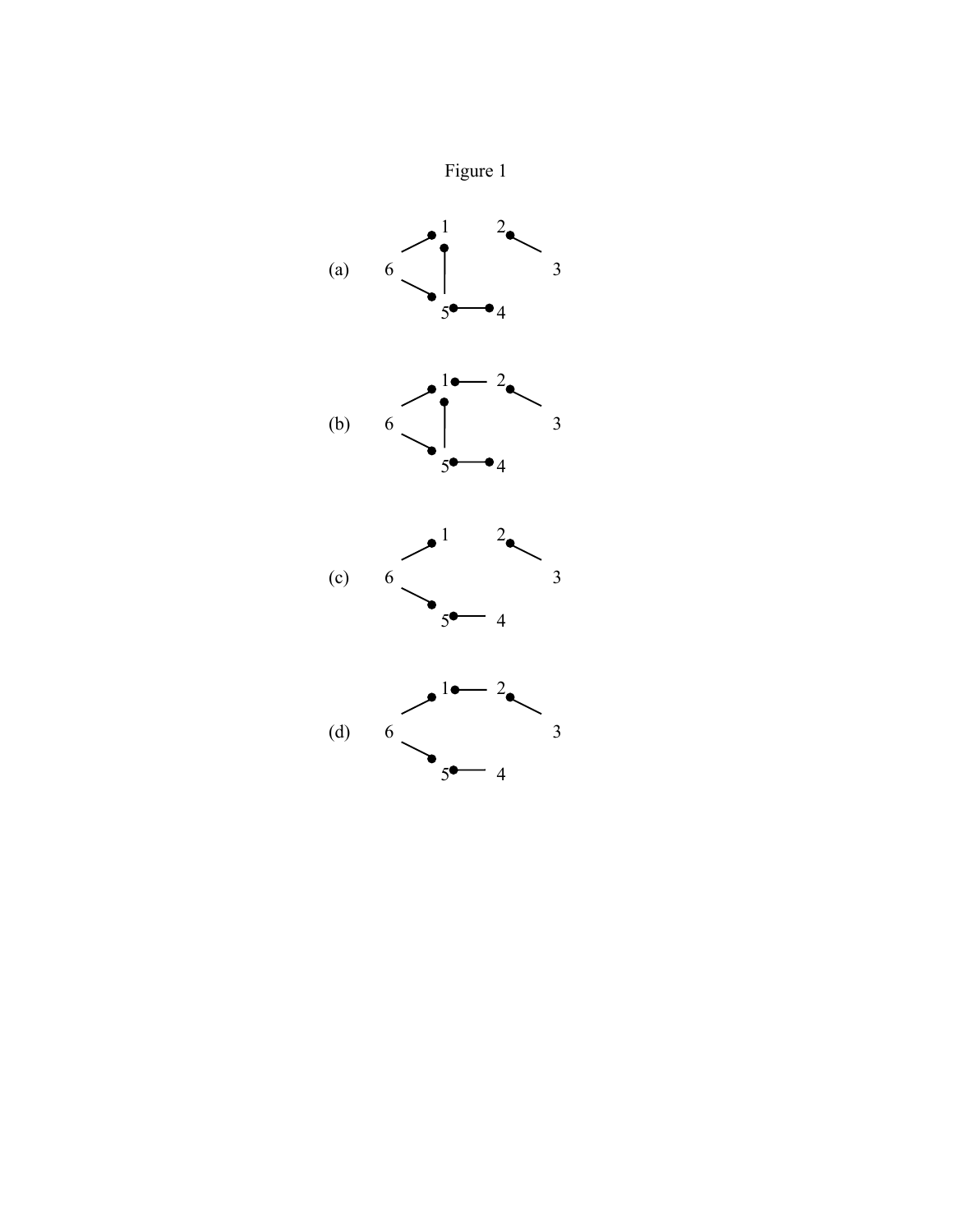Figure 1

(a)

(b)

(c)

(d)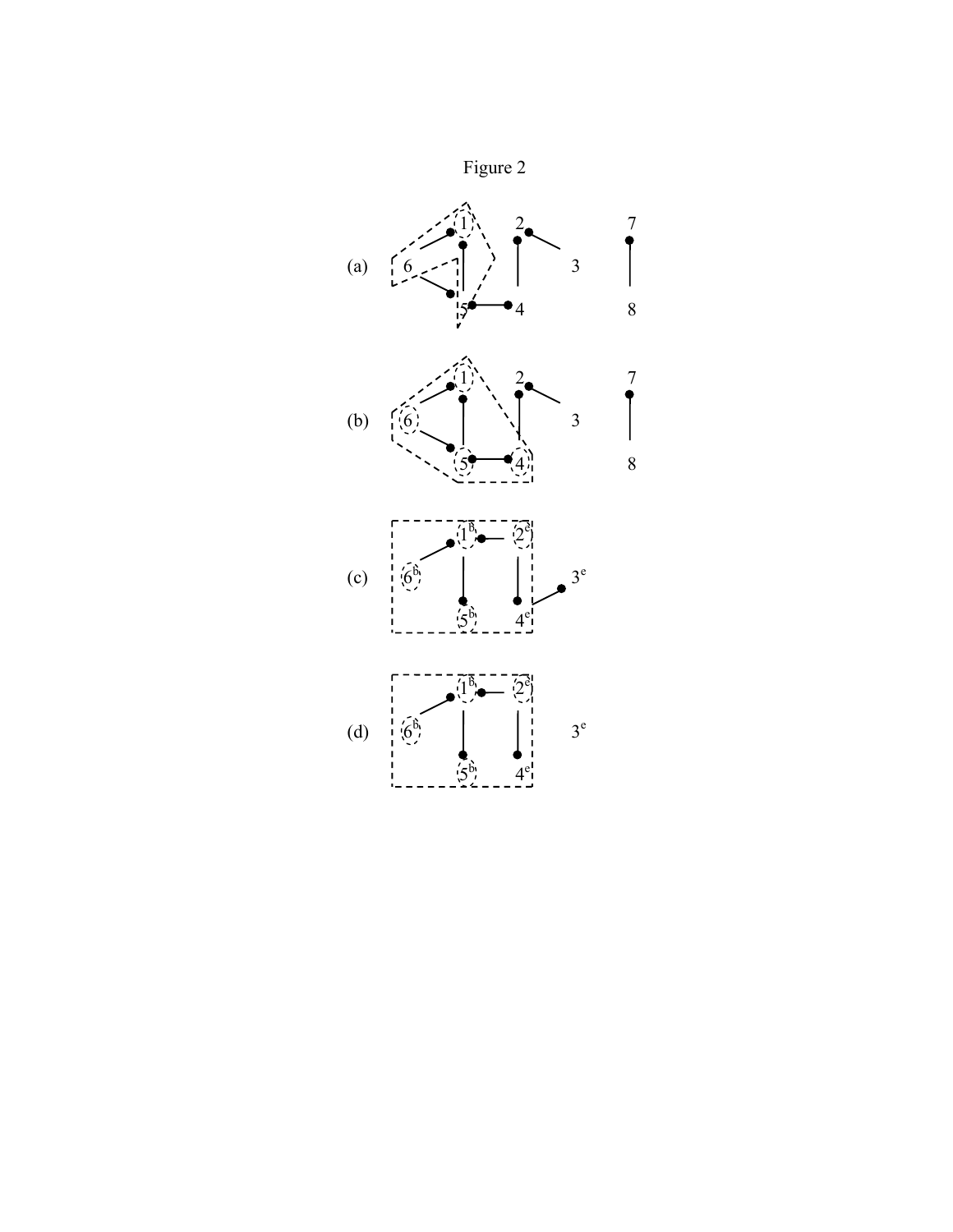Figure 2

(a)

1 2 7
6 3
5 4 8

(b)

1 2 7
6 3
5 4 8

(c)

$1^b$ $2^e$
$6^b$ $3^e$
$5^b$ $4^e$

(d)

$1^b$ $2^e$
$6^b$ $3^e$
$5^b$ $4^e$